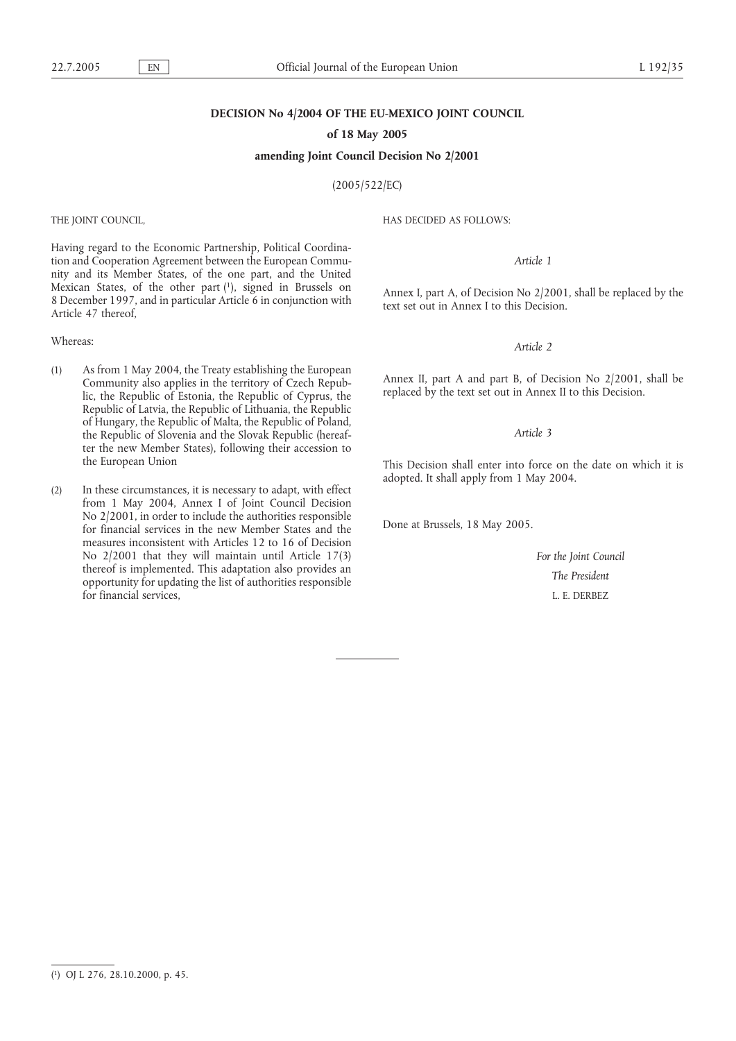# DECISION No 4/2004 OF THE EU-MEXICO JOINT COUNCIL

## of 18 May 2005

## amending Joint Council Decision No 2/2001

(2005/522/EC)

THE JOINT COUNCIL,

Having regard to the Economic Partnership, Political Coordination and Cooperation Agreement between the European Community and its Member States, of the one part, and the United Mexican States, of the other part [1], signed in Brussels on 8 December 1997, and in particular Article 6 in conjunction with Article 47 thereof,

Whereas:

(1) As from 1 May 2004, the Treaty establishing the European Community also applies in the territory of Czech Republic, the Republic of Estonia, the Republic of Cyprus, the Republic of Latvia, the Republic of Lithuania, the Republic of Hungary, the Republic of Malta, the Republic of Poland, the Republic of Slovenia and the Slovak Republic (hereafter the new Member States), following their accession to the European Union

(2) In these circumstances, it is necessary to adapt, with effect from 1 May 2004, Annex I of Joint Council Decision No 2/2001, in order to include the authorities responsible for financial services in the new Member States and the measures inconsistent with Articles 12 to 16 of Decision No 2/2001 that they will maintain until Article 17(3) thereof is implemented. This adaptation also provides an opportunity for updating the list of authorities responsible for financial services,

HAS DECIDED AS FOLLOWS:

*Article 1*

Annex I, part A, of Decision No 2/2001, shall be replaced by the text set out in Annex I to this Decision.

*Article 2*

Annex II, part A and part B, of Decision No 2/2001, shall be replaced by the text set out in Annex II to this Decision.

*Article 3*

This Decision shall enter into force on the date on which it is adopted. It shall apply from 1 May 2004.

Done at Brussels, 18 May 2005.

*For the Joint Council*

*The President*

L. E. DERBEZ

---

[1] OJ L 276, 28.10.2000, p. 45.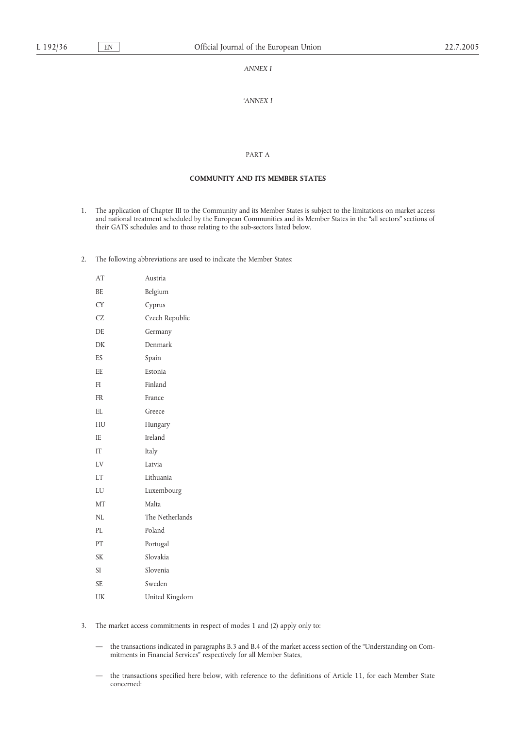*ANNEX I*

*'ANNEX I*

PART A

**COMMUNITY AND ITS MEMBER STATES**

1. The application of Chapter III to the Community and its Member States is subject to the limitations on market access and national treatment scheduled by the European Communities and its Member States in the "all sectors" sections of their GATS schedules and to those relating to the sub-sectors listed below.

2. The following abbreviations are used to indicate the Member States:

| | |
|---|---|
| AT | Austria |
| BE | Belgium |
| CY | Cyprus |
| CZ | Czech Republic |
| DE | Germany |
| DK | Denmark |
| ES | Spain |
| EE | Estonia |
| FI | Finland |
| FR | France |
| EL | Greece |
| HU | Hungary |
| IE | Ireland |
| IT | Italy |
| LV | Latvia |
| LT | Lithuania |
| LU | Luxembourg |
| MT | Malta |
| NL | The Netherlands |
| PL | Poland |
| PT | Portugal |
| SK | Slovakia |
| SI | Slovenia |
| SE | Sweden |
| UK | United Kingdom |

3. The market access commitments in respect of modes 1 and (2) apply only to:

   — the transactions indicated in paragraphs B.3 and B.4 of the market access section of the "Understanding on Commitments in Financial Services" respectively for all Member States,

   — the transactions specified here below, with reference to the definitions of Article 11, for each Member State concerned: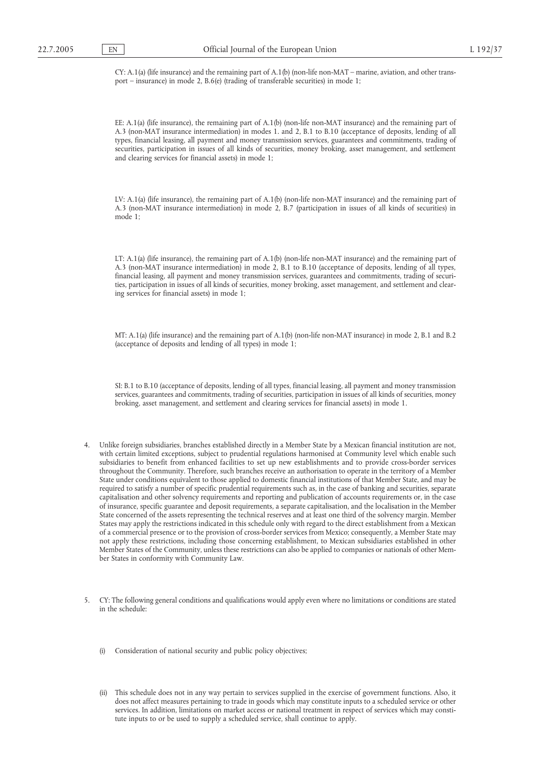CY: A.1(a) (life insurance) and the remaining part of A.1(b) (non-life non-MAT – marine, aviation, and other transport – insurance) in mode 2, B.6(e) (trading of transferable securities) in mode 1;

EE: A.1(a) (life insurance), the remaining part of A.1(b) (non-life non-MAT insurance) and the remaining part of A.3 (non-MAT insurance intermediation) in modes 1. and 2, B.1 to B.10 (acceptance of deposits, lending of all types, financial leasing, all payment and money transmission services, guarantees and commitments, trading of securities, participation in issues of all kinds of securities, money broking, asset management, and settlement and clearing services for financial assets) in mode 1;

LV: A.1(a) (life insurance), the remaining part of A.1(b) (non-life non-MAT insurance) and the remaining part of A.3 (non-MAT insurance intermediation) in mode 2, B.7 (participation in issues of all kinds of securities) in mode 1;

LT: A.1(a) (life insurance), the remaining part of A.1(b) (non-life non-MAT insurance) and the remaining part of A.3 (non-MAT insurance intermediation) in mode 2, B.1 to B.10 (acceptance of deposits, lending of all types, financial leasing, all payment and money transmission services, guarantees and commitments, trading of securities, participation in issues of all kinds of securities, money broking, asset management, and settlement and clearing services for financial assets) in mode 1;

MT: A.1(a) (life insurance) and the remaining part of A.1(b) (non-life non-MAT insurance) in mode 2, B.1 and B.2 (acceptance of deposits and lending of all types) in mode 1;

SI: B.1 to B.10 (acceptance of deposits, lending of all types, financial leasing, all payment and money transmission services, guarantees and commitments, trading of securities, participation in issues of all kinds of securities, money broking, asset management, and settlement and clearing services for financial assets) in mode 1.

4. Unlike foreign subsidiaries, branches established directly in a Member State by a Mexican financial institution are not, with certain limited exceptions, subject to prudential regulations harmonised at Community level which enable such subsidiaries to benefit from enhanced facilities to set up new establishments and to provide cross-border services throughout the Community. Therefore, such branches receive an authorisation to operate in the territory of a Member State under conditions equivalent to those applied to domestic financial institutions of that Member State, and may be required to satisfy a number of specific prudential requirements such as, in the case of banking and securities, separate capitalisation and other solvency requirements and reporting and publication of accounts requirements or, in the case of insurance, specific guarantee and deposit requirements, a separate capitalisation, and the localisation in the Member State concerned of the assets representing the technical reserves and at least one third of the solvency margin. Member States may apply the restrictions indicated in this schedule only with regard to the direct establishment from a Mexican of a commercial presence or to the provision of cross-border services from Mexico; consequently, a Member State may not apply these restrictions, including those concerning establishment, to Mexican subsidiaries established in other Member States of the Community, unless these restrictions can also be applied to companies or nationals of other Member States in conformity with Community Law.

5. CY: The following general conditions and qualifications would apply even where no limitations or conditions are stated in the schedule:

   (i) Consideration of national security and public policy objectives;

   (ii) This schedule does not in any way pertain to services supplied in the exercise of government functions. Also, it does not affect measures pertaining to trade in goods which may constitute inputs to a scheduled service or other services. In addition, limitations on market access or national treatment in respect of services which may constitute inputs to or be used to supply a scheduled service, shall continue to apply.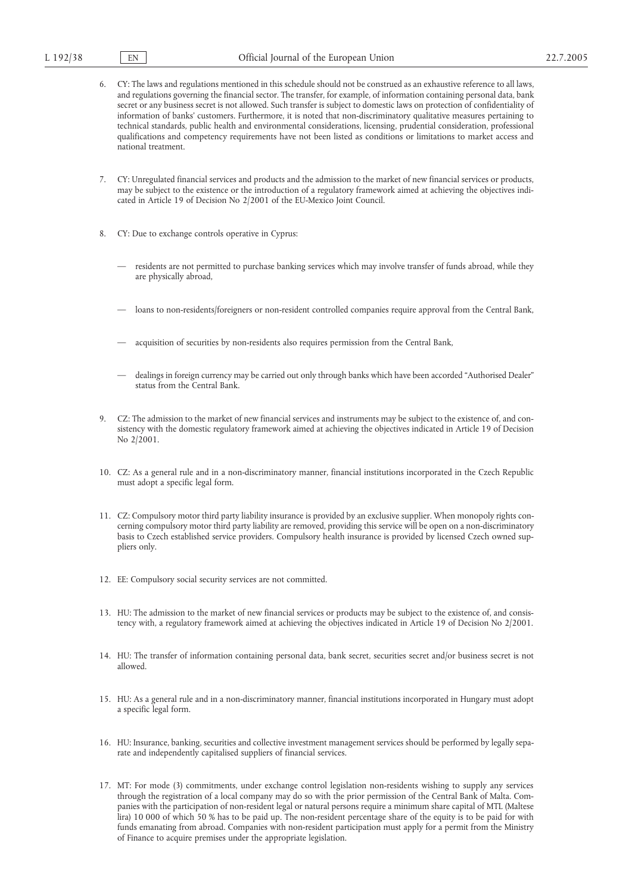6. CY: The laws and regulations mentioned in this schedule should not be construed as an exhaustive reference to all laws, and regulations governing the financial sector. The transfer, for example, of information containing personal data, bank secret or any business secret is not allowed. Such transfer is subject to domestic laws on protection of confidentiality of information of banks' customers. Furthermore, it is noted that non-discriminatory qualitative measures pertaining to technical standards, public health and environmental considerations, licensing, prudential consideration, professional qualifications and competency requirements have not been listed as conditions or limitations to market access and national treatment.

7. CY: Unregulated financial services and products and the admission to the market of new financial services or products, may be subject to the existence or the introduction of a regulatory framework aimed at achieving the objectives indicated in Article 19 of Decision No 2/2001 of the EU-Mexico Joint Council.

8. CY: Due to exchange controls operative in Cyprus:

   — residents are not permitted to purchase banking services which may involve transfer of funds abroad, while they are physically abroad,

   — loans to non-residents/foreigners or non-resident controlled companies require approval from the Central Bank,

   — acquisition of securities by non-residents also requires permission from the Central Bank,

   — dealings in foreign currency may be carried out only through banks which have been accorded "Authorised Dealer" status from the Central Bank.

9. CZ: The admission to the market of new financial services and instruments may be subject to the existence of, and consistency with the domestic regulatory framework aimed at achieving the objectives indicated in Article 19 of Decision No 2/2001.

10. CZ: As a general rule and in a non-discriminatory manner, financial institutions incorporated in the Czech Republic must adopt a specific legal form.

11. CZ: Compulsory motor third party liability insurance is provided by an exclusive supplier. When monopoly rights concerning compulsory motor third party liability are removed, providing this service will be open on a non-discriminatory basis to Czech established service providers. Compulsory health insurance is provided by licensed Czech owned suppliers only.

12. EE: Compulsory social security services are not committed.

13. HU: The admission to the market of new financial services or products may be subject to the existence of, and consistency with, a regulatory framework aimed at achieving the objectives indicated in Article 19 of Decision No 2/2001.

14. HU: The transfer of information containing personal data, bank secret, securities secret and/or business secret is not allowed.

15. HU: As a general rule and in a non-discriminatory manner, financial institutions incorporated in Hungary must adopt a specific legal form.

16. HU: Insurance, banking, securities and collective investment management services should be performed by legally separate and independently capitalised suppliers of financial services.

17. MT: For mode (3) commitments, under exchange control legislation non-residents wishing to supply any services through the registration of a local company may do so with the prior permission of the Central Bank of Malta. Companies with the participation of non-resident legal or natural persons require a minimum share capital of MTL (Maltese lira) 10 000 of which 50 % has to be paid up. The non-resident percentage share of the equity is to be paid for with funds emanating from abroad. Companies with non-resident participation must apply for a permit from the Ministry of Finance to acquire premises under the appropriate legislation.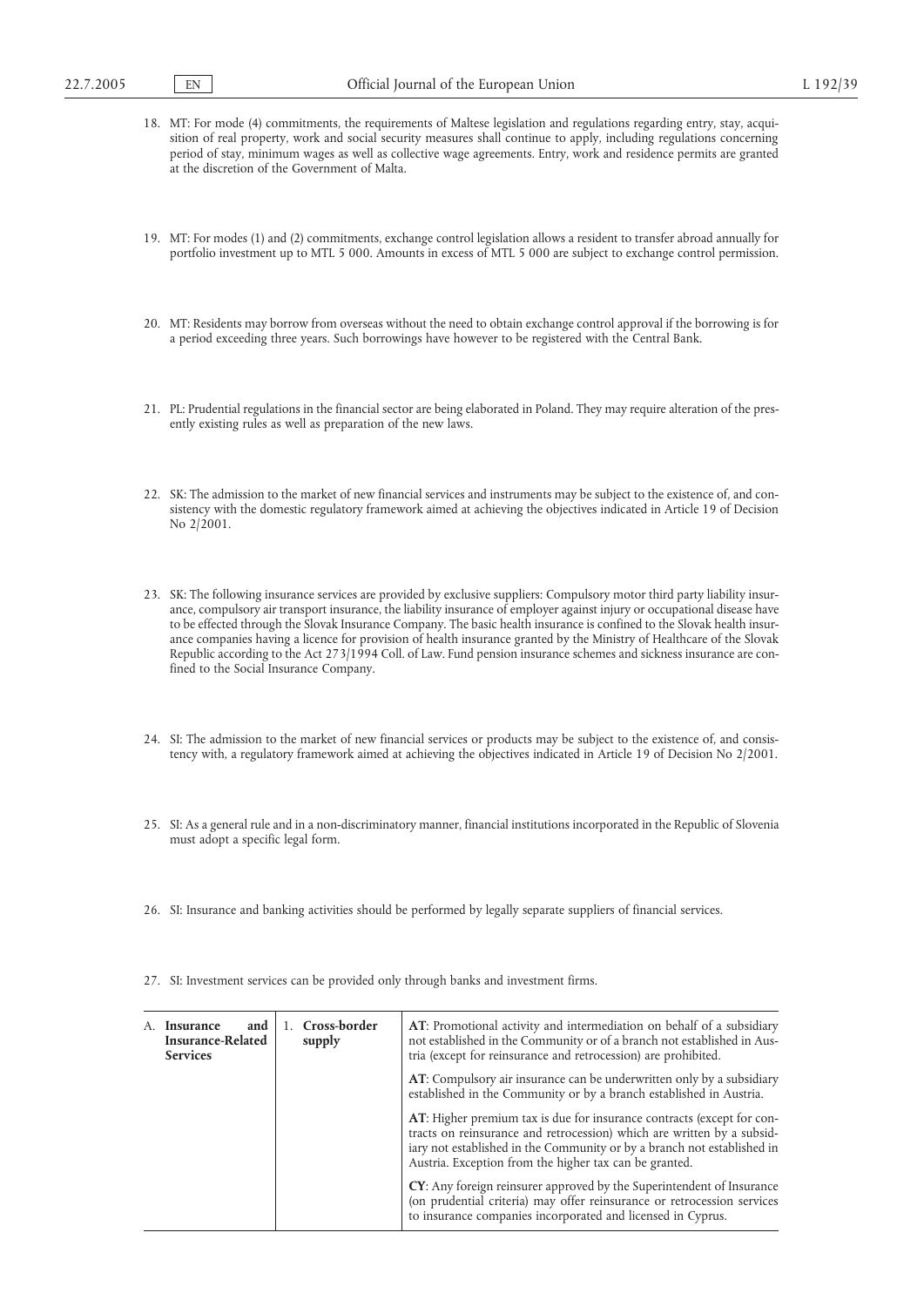18. MT: For mode (4) commitments, the requirements of Maltese legislation and regulations regarding entry, stay, acquisition of real property, work and social security measures shall continue to apply, including regulations concerning period of stay, minimum wages as well as collective wage agreements. Entry, work and residence permits are granted at the discretion of the Government of Malta.

19. MT: For modes (1) and (2) commitments, exchange control legislation allows a resident to transfer abroad annually for portfolio investment up to MTL 5 000. Amounts in excess of MTL 5 000 are subject to exchange control permission.

20. MT: Residents may borrow from overseas without the need to obtain exchange control approval if the borrowing is for a period exceeding three years. Such borrowings have however to be registered with the Central Bank.

21. PL: Prudential regulations in the financial sector are being elaborated in Poland. They may require alteration of the presently existing rules as well as preparation of the new laws.

22. SK: The admission to the market of new financial services and instruments may be subject to the existence of, and consistency with the domestic regulatory framework aimed at achieving the objectives indicated in Article 19 of Decision No 2/2001.

23. SK: The following insurance services are provided by exclusive suppliers: Compulsory motor third party liability insurance, compulsory air transport insurance, the liability insurance of employer against injury or occupational disease have to be effected through the Slovak Insurance Company. The basic health insurance is confined to the Slovak health insurance companies having a licence for provision of health insurance granted by the Ministry of Healthcare of the Slovak Republic according to the Act 273/1994 Coll. of Law. Fund pension insurance schemes and sickness insurance are confined to the Social Insurance Company.

24. SI: The admission to the market of new financial services or products may be subject to the existence of, and consistency with, a regulatory framework aimed at achieving the objectives indicated in Article 19 of Decision No 2/2001.

25. SI: As a general rule and in a non-discriminatory manner, financial institutions incorporated in the Republic of Slovenia must adopt a specific legal form.

26. SI: Insurance and banking activities should be performed by legally separate suppliers of financial services.

27. SI: Investment services can be provided only through banks and investment firms.

| | | |
|---|---|---|
| A. **Insurance and Insurance-Related Services** | 1. **Cross-border supply** | **AT**: Promotional activity and intermediation on behalf of a subsidiary not established in the Community or of a branch not established in Austria (except for reinsurance and retrocession) are prohibited. |
| | | **AT**: Compulsory air insurance can be underwritten only by a subsidiary established in the Community or by a branch established in Austria. |
| | | **AT**: Higher premium tax is due for insurance contracts (except for contracts on reinsurance and retrocession) which are written by a subsidiary not established in the Community or by a branch not established in Austria. Exception from the higher tax can be granted. |
| | | **CY**: Any foreign reinsurer approved by the Superintendent of Insurance (on prudential criteria) may offer reinsurance or retrocession services to insurance companies incorporated and licensed in Cyprus. |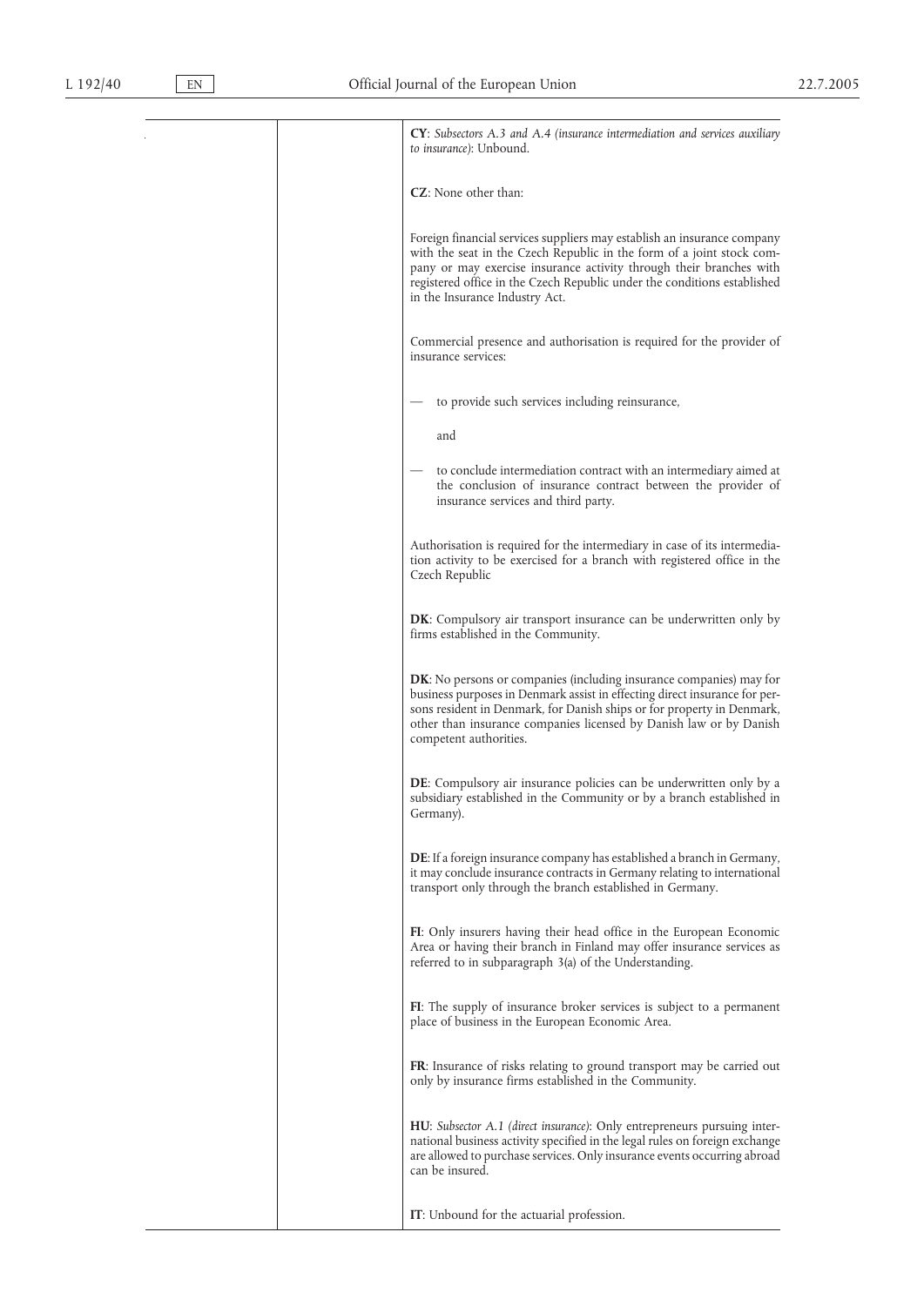| | | |
|---|---|---|
| | | **CY**: *Subsectors A.3 and A.4 (insurance intermediation and services auxiliary to insurance)*: Unbound. |
| | | **CZ**: None other than: |
| | | Foreign financial services suppliers may establish an insurance company with the seat in the Czech Republic in the form of a joint stock company or may exercise insurance activity through their branches with registered office in the Czech Republic under the conditions established in the Insurance Industry Act. |
| | | Commercial presence and authorisation is required for the provider of insurance services: |
| | | — to provide such services including reinsurance, |
| | | and |
| | | — to conclude intermediation contract with an intermediary aimed at the conclusion of insurance contract between the provider of insurance services and third party. |
| | | Authorisation is required for the intermediary in case of its intermediation activity to be exercised for a branch with registered office in the Czech Republic |
| | | **DK**: Compulsory air transport insurance can be underwritten only by firms established in the Community. |
| | | **DK**: No persons or companies (including insurance companies) may for business purposes in Denmark assist in effecting direct insurance for persons resident in Denmark, for Danish ships or for property in Denmark, other than insurance companies licensed by Danish law or by Danish competent authorities. |
| | | **DE**: Compulsory air insurance policies can be underwritten only by a subsidiary established in the Community or by a branch established in Germany). |
| | | **DE**: If a foreign insurance company has established a branch in Germany, it may conclude insurance contracts in Germany relating to international transport only through the branch established in Germany. |
| | | **FI**: Only insurers having their head office in the European Economic Area or having their branch in Finland may offer insurance services as referred to in subparagraph 3(a) of the Understanding. |
| | | **FI**: The supply of insurance broker services is subject to a permanent place of business in the European Economic Area. |
| | | **FR**: Insurance of risks relating to ground transport may be carried out only by insurance firms established in the Community. |
| | | **HU**: *Subsector A.1 (direct insurance)*: Only entrepreneurs pursuing international business activity specified in the legal rules on foreign exchange are allowed to purchase services. Only insurance events occurring abroad can be insured. |
| | | **IT**: Unbound for the actuarial profession. |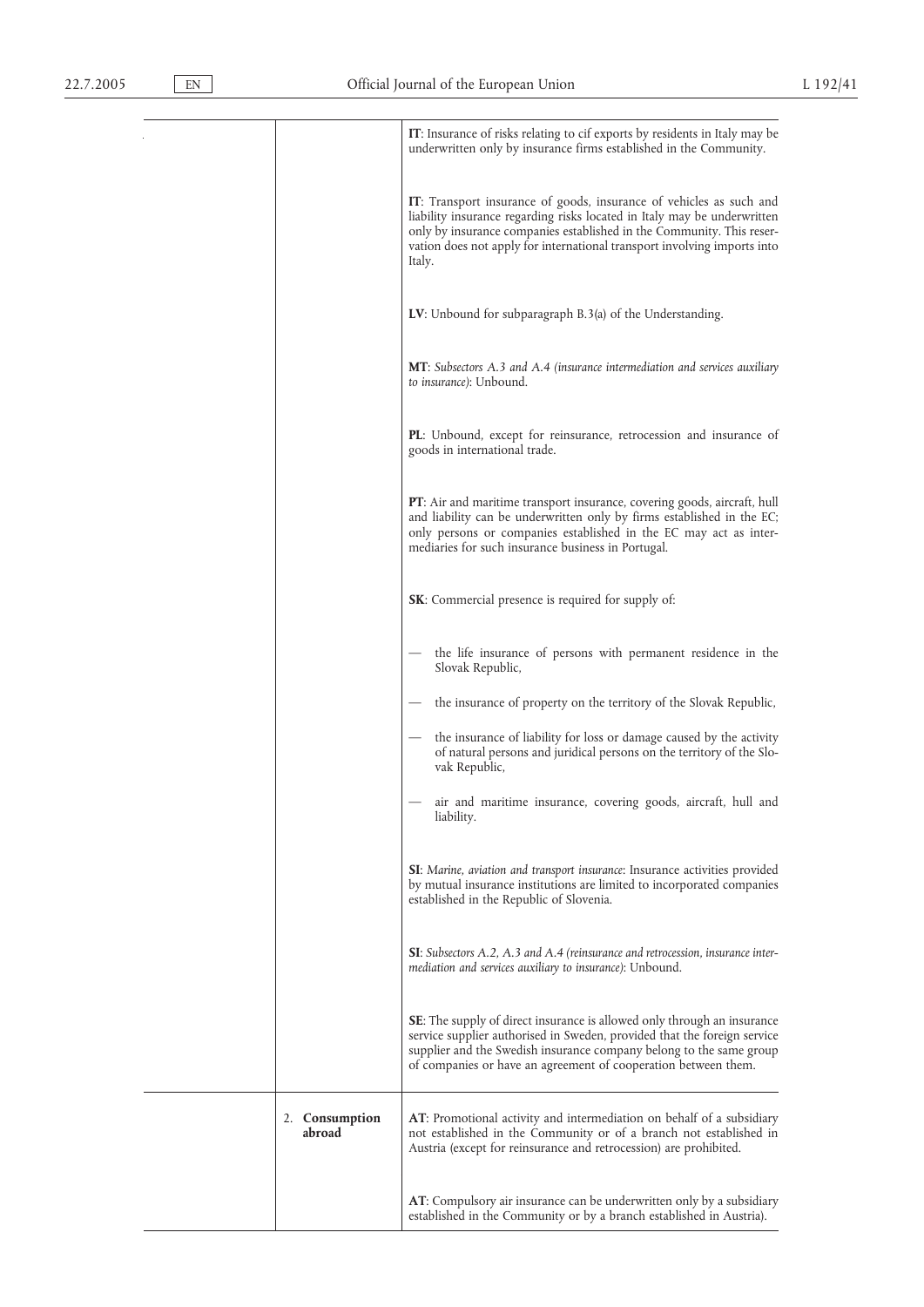| | | |
|---|---|---|
| | | **IT**: Insurance of risks relating to cif exports by residents in Italy may be underwritten only by insurance firms established in the Community. |
| | | **IT**: Transport insurance of goods, insurance of vehicles as such and liability insurance regarding risks located in Italy may be underwritten only by insurance companies established in the Community. This reservation does not apply for international transport involving imports into Italy. |
| | | **LV**: Unbound for subparagraph B.3(a) of the Understanding. |
| | | **MT**: *Subsectors A.3 and A.4 (insurance intermediation and services auxiliary to insurance)*: Unbound. |
| | | **PL**: Unbound, except for reinsurance, retrocession and insurance of goods in international trade. |
| | | **PT**: Air and maritime transport insurance, covering goods, aircraft, hull and liability can be underwritten only by firms established in the EC; only persons or companies established in the EC may act as intermediaries for such insurance business in Portugal. |
| | | **SK**: Commercial presence is required for supply of:<br><br>— the life insurance of persons with permanent residence in the Slovak Republic,<br><br>— the insurance of property on the territory of the Slovak Republic,<br><br>— the insurance of liability for loss or damage caused by the activity of natural persons and juridical persons on the territory of the Slovak Republic,<br><br>— air and maritime insurance, covering goods, aircraft, hull and liability. |
| | | **SI**: *Marine, aviation and transport insurance*: Insurance activities provided by mutual insurance institutions are limited to incorporated companies established in the Republic of Slovenia. |
| | | **SI**: *Subsectors A.2, A.3 and A.4 (reinsurance and retrocession, insurance intermediation and services auxiliary to insurance)*: Unbound. |
| | | **SE**: The supply of direct insurance is allowed only through an insurance service supplier authorised in Sweden, provided that the foreign service supplier and the Swedish insurance company belong to the same group of companies or have an agreement of cooperation between them. |
| | 2. **Consumption abroad** | **AT**: Promotional activity and intermediation on behalf of a subsidiary not established in the Community or of a branch not established in Austria (except for reinsurance and retrocession) are prohibited. |
| | | **AT**: Compulsory air insurance can be underwritten only by a subsidiary established in the Community or by a branch established in Austria). |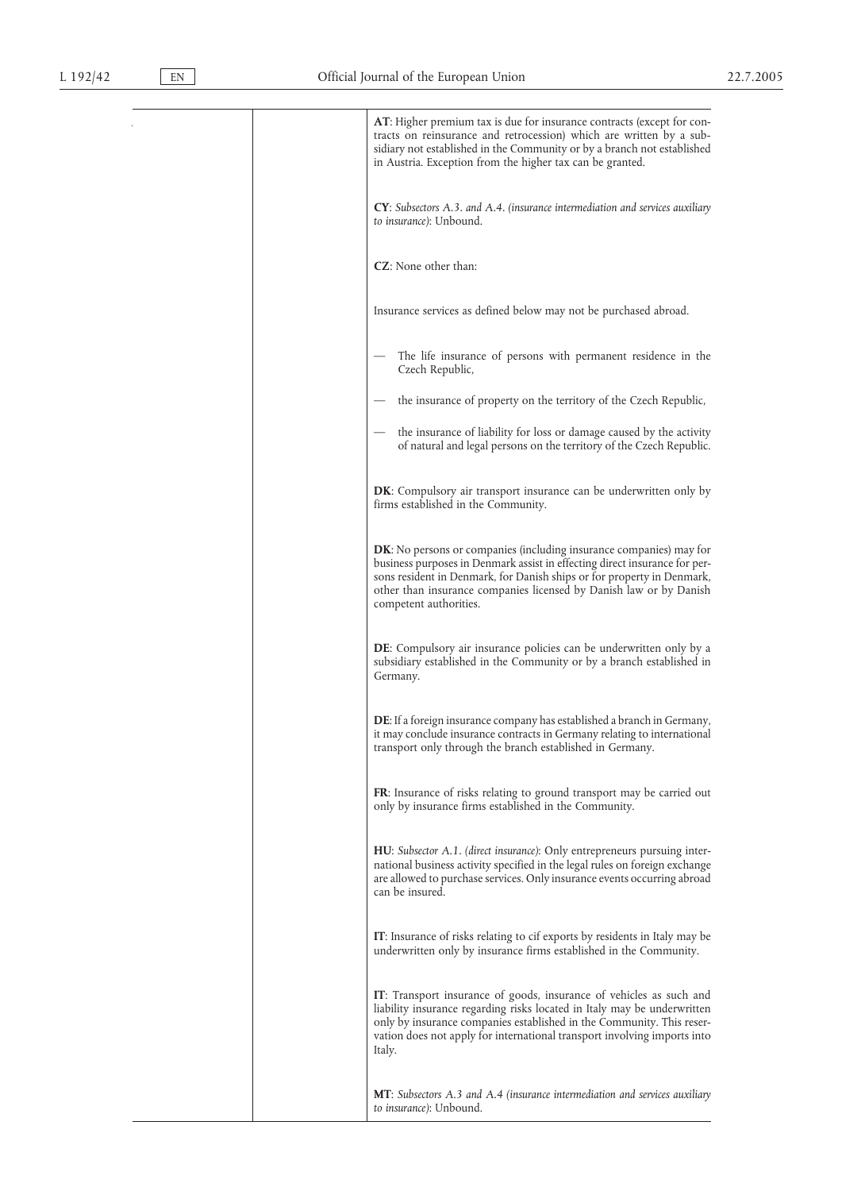| | | |
|---|---|---|
| | | **AT**: Higher premium tax is due for insurance contracts (except for contracts on reinsurance and retrocession) which are written by a subsidiary not established in the Community or by a branch not established in Austria. Exception from the higher tax can be granted.<br><br>**CY**: *Subsectors A.3. and A.4. (insurance intermediation and services auxiliary to insurance)*: Unbound.<br><br>**CZ**: None other than:<br><br>Insurance services as defined below may not be purchased abroad.<br><br>— The life insurance of persons with permanent residence in the Czech Republic,<br><br>— the insurance of property on the territory of the Czech Republic,<br><br>— the insurance of liability for loss or damage caused by the activity of natural and legal persons on the territory of the Czech Republic.<br><br>**DK**: Compulsory air transport insurance can be underwritten only by firms established in the Community.<br><br>**DK**: No persons or companies (including insurance companies) may for business purposes in Denmark assist in effecting direct insurance for persons resident in Denmark, for Danish ships or for property in Denmark, other than insurance companies licensed by Danish law or by Danish competent authorities.<br><br>**DE**: Compulsory air insurance policies can be underwritten only by a subsidiary established in the Community or by a branch established in Germany.<br><br>**DE**: If a foreign insurance company has established a branch in Germany, it may conclude insurance contracts in Germany relating to international transport only through the branch established in Germany.<br><br>**FR**: Insurance of risks relating to ground transport may be carried out only by insurance firms established in the Community.<br><br>**HU**: *Subsector A.1. (direct insurance)*: Only entrepreneurs pursuing international business activity specified in the legal rules on foreign exchange are allowed to purchase services. Only insurance events occurring abroad can be insured.<br><br>**IT**: Insurance of risks relating to cif exports by residents in Italy may be underwritten only by insurance firms established in the Community.<br><br>**IT**: Transport insurance of goods, insurance of vehicles as such and liability insurance regarding risks located in Italy may be underwritten only by insurance companies established in the Community. This reservation does not apply for international transport involving imports into Italy.<br><br>**MT**: *Subsectors A.3 and A.4 (insurance intermediation and services auxiliary to insurance)*: Unbound. |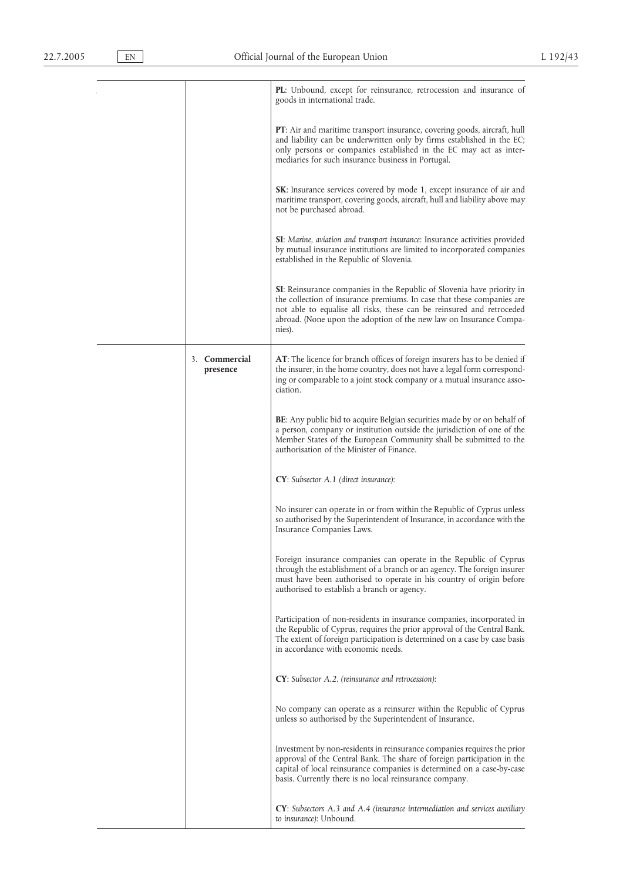| | | |
|---|---|---|
| | | **PL**: Unbound, except for reinsurance, retrocession and insurance of goods in international trade. |
| | | **PT**: Air and maritime transport insurance, covering goods, aircraft, hull and liability can be underwritten only by firms established in the EC; only persons or companies established in the EC may act as intermediaries for such insurance business in Portugal. |
| | | **SK**: Insurance services covered by mode 1, except insurance of air and maritime transport, covering goods, aircraft, hull and liability above may not be purchased abroad. |
| | | **SI**: *Marine, aviation and transport insurance*: Insurance activities provided by mutual insurance institutions are limited to incorporated companies established in the Republic of Slovenia. |
| | | **SI**: Reinsurance companies in the Republic of Slovenia have priority in the collection of insurance premiums. In case that these companies are not able to equalise all risks, these can be reinsured and retroceded abroad. (None upon the adoption of the new law on Insurance Companies). |
| | 3. **Commercial presence** | **AT**: The licence for branch offices of foreign insurers has to be denied if the insurer, in the home country, does not have a legal form corresponding or comparable to a joint stock company or a mutual insurance association. |
| | | **BE**: Any public bid to acquire Belgian securities made by or on behalf of a person, company or institution outside the jurisdiction of one of the Member States of the European Community shall be submitted to the authorisation of the Minister of Finance. |
| | | **CY**: *Subsector A.1 (direct insurance)*: |
| | | No insurer can operate in or from within the Republic of Cyprus unless so authorised by the Superintendent of Insurance, in accordance with the Insurance Companies Laws. |
| | | Foreign insurance companies can operate in the Republic of Cyprus through the establishment of a branch or an agency. The foreign insurer must have been authorised to operate in his country of origin before authorised to establish a branch or agency. |
| | | Participation of non-residents in insurance companies, incorporated in the Republic of Cyprus, requires the prior approval of the Central Bank. The extent of foreign participation is determined on a case by case basis in accordance with economic needs. |
| | | **CY**: *Subsector A.2. (reinsurance and retrocession)*: |
| | | No company can operate as a reinsurer within the Republic of Cyprus unless so authorised by the Superintendent of Insurance. |
| | | Investment by non-residents in reinsurance companies requires the prior approval of the Central Bank. The share of foreign participation in the capital of local reinsurance companies is determined on a case-by-case basis. Currently there is no local reinsurance company. |
| | | **CY**: *Subsectors A.3 and A.4 (insurance intermediation and services auxiliary to insurance)*: Unbound. |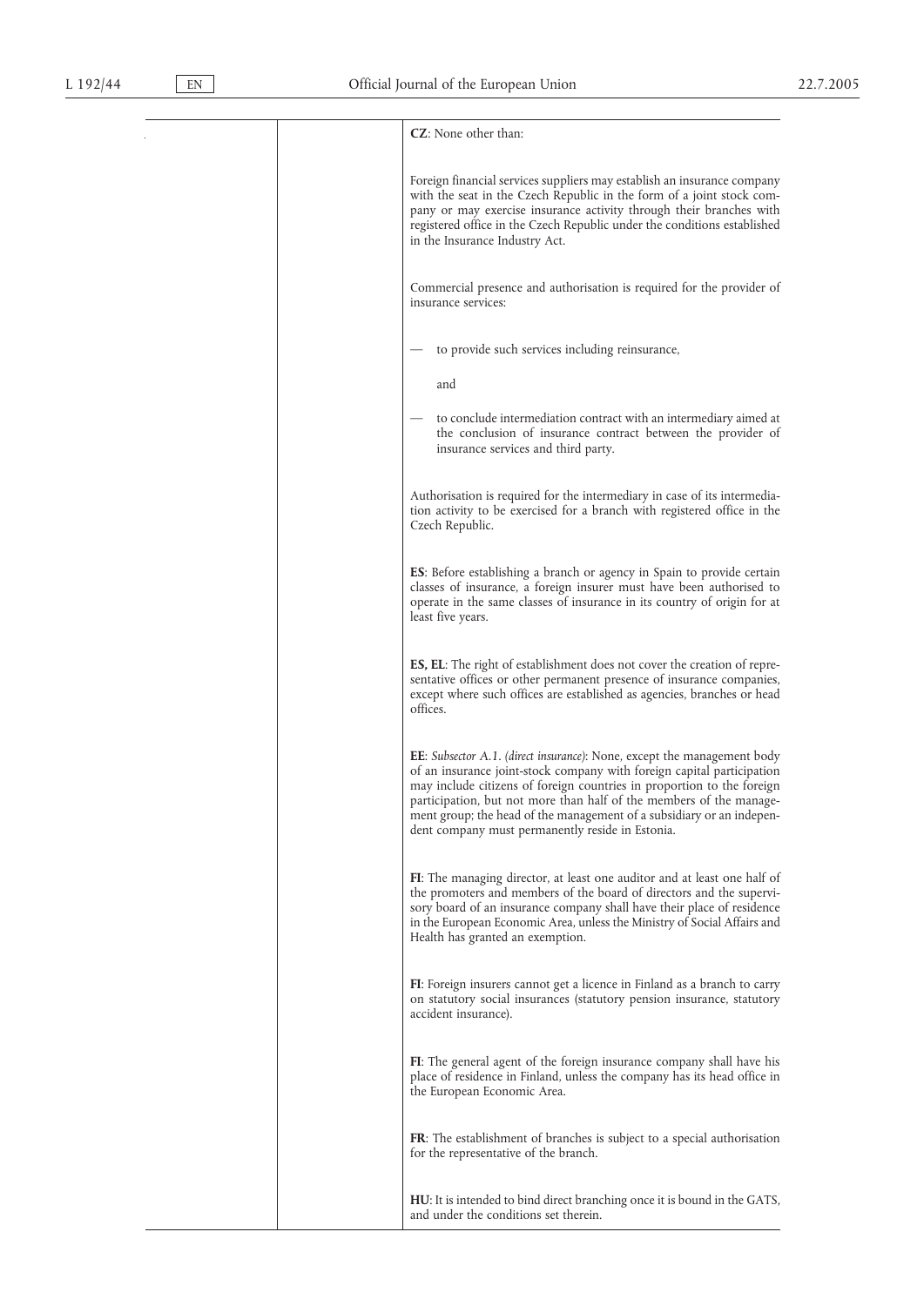| | | |
|---|---|---|
| | | **CZ**: None other than:<br><br>Foreign financial services suppliers may establish an insurance company with the seat in the Czech Republic in the form of a joint stock company or may exercise insurance activity through their branches with registered office in the Czech Republic under the conditions established in the Insurance Industry Act.<br><br>Commercial presence and authorisation is required for the provider of insurance services:<br><br>— to provide such services including reinsurance,<br><br>and<br><br>— to conclude intermediation contract with an intermediary aimed at the conclusion of insurance contract between the provider of insurance services and third party.<br><br>Authorisation is required for the intermediary in case of its intermediation activity to be exercised for a branch with registered office in the Czech Republic.<br><br>**ES**: Before establishing a branch or agency in Spain to provide certain classes of insurance, a foreign insurer must have been authorised to operate in the same classes of insurance in its country of origin for at least five years.<br><br>**ES, EL**: The right of establishment does not cover the creation of representative offices or other permanent presence of insurance companies, except where such offices are established as agencies, branches or head offices.<br><br>**EE**: *Subsector A.1. (direct insurance)*: None, except the management body of an insurance joint-stock company with foreign capital participation may include citizens of foreign countries in proportion to the foreign participation, but not more than half of the members of the management group; the head of the management of a subsidiary or an independent company must permanently reside in Estonia.<br><br>**FI**: The managing director, at least one auditor and at least one half of the promoters and members of the board of directors and the supervisory board of an insurance company shall have their place of residence in the European Economic Area, unless the Ministry of Social Affairs and Health has granted an exemption.<br><br>**FI**: Foreign insurers cannot get a licence in Finland as a branch to carry on statutory social insurances (statutory pension insurance, statutory accident insurance).<br><br>**FI**: The general agent of the foreign insurance company shall have his place of residence in Finland, unless the company has its head office in the European Economic Area.<br><br>**FR**: The establishment of branches is subject to a special authorisation for the representative of the branch.<br><br>**HU**: It is intended to bind direct branching once it is bound in the GATS, and under the conditions set therein. |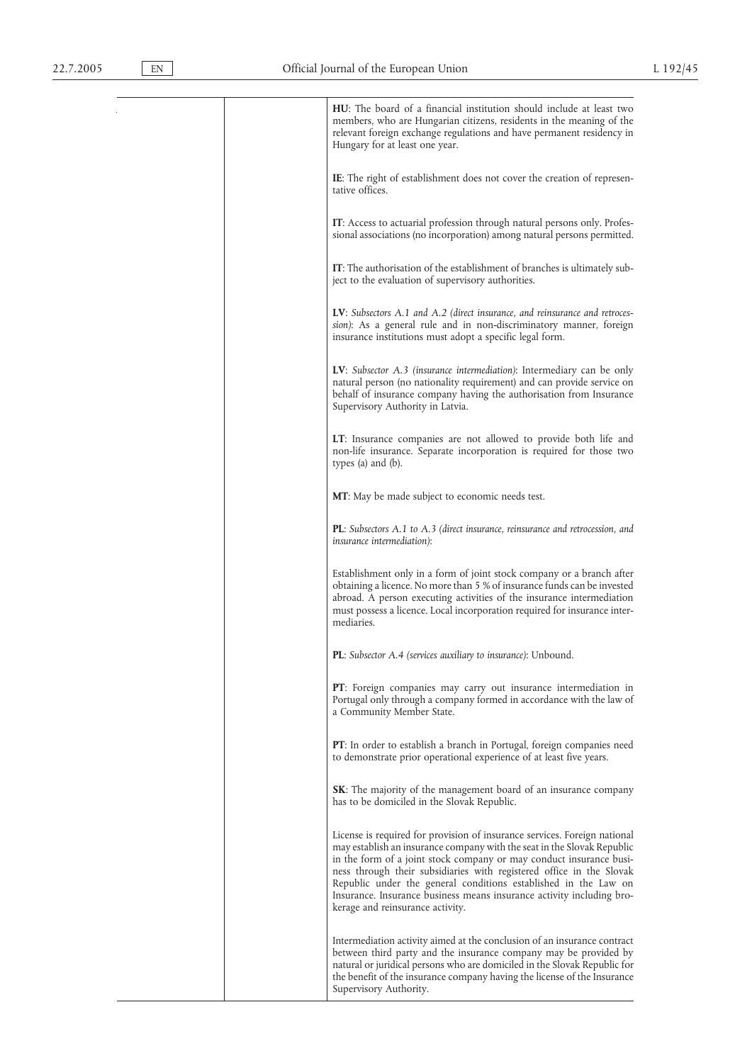| | | |
|---|---|---|
| | | **HU**: The board of a financial institution should include at least two members, who are Hungarian citizens, residents in the meaning of the relevant foreign exchange regulations and have permanent residency in Hungary for at least one year. |
| | | **IE**: The right of establishment does not cover the creation of representative offices. |
| | | **IT**: Access to actuarial profession through natural persons only. Professional associations (no incorporation) among natural persons permitted. |
| | | **IT**: The authorisation of the establishment of branches is ultimately subject to the evaluation of supervisory authorities. |
| | | **LV**: *Subsectors A.1 and A.2 (direct insurance, and reinsurance and retrocession)*: As a general rule and in non-discriminatory manner, foreign insurance institutions must adopt a specific legal form. |
| | | **LV**: *Subsector A.3 (insurance intermediation)*: Intermediary can be only natural person (no nationality requirement) and can provide service on behalf of insurance company having the authorisation from Insurance Supervisory Authority in Latvia. |
| | | **LT**: Insurance companies are not allowed to provide both life and non-life insurance. Separate incorporation is required for those two types (a) and (b). |
| | | **MT**: May be made subject to economic needs test. |
| | | **PL**: *Subsectors A.1 to A.3 (direct insurance, reinsurance and retrocession, and insurance intermediation)*: |
| | | Establishment only in a form of joint stock company or a branch after obtaining a licence. No more than 5 % of insurance funds can be invested abroad. A person executing activities of the insurance intermediation must possess a licence. Local incorporation required for insurance intermediaries. |
| | | **PL**: *Subsector A.4 (services auxiliary to insurance)*: Unbound. |
| | | **PT**: Foreign companies may carry out insurance intermediation in Portugal only through a company formed in accordance with the law of a Community Member State. |
| | | **PT**: In order to establish a branch in Portugal, foreign companies need to demonstrate prior operational experience of at least five years. |
| | | **SK**: The majority of the management board of an insurance company has to be domiciled in the Slovak Republic. |
| | | License is required for provision of insurance services. Foreign national may establish an insurance company with the seat in the Slovak Republic in the form of a joint stock company or may conduct insurance business through their subsidiaries with registered office in the Slovak Republic under the general conditions established in the Law on Insurance. Insurance business means insurance activity including brokerage and reinsurance activity. |
| | | Intermediation activity aimed at the conclusion of an insurance contract between third party and the insurance company may be provided by natural or juridical persons who are domiciled in the Slovak Republic for the benefit of the insurance company having the license of the Insurance Supervisory Authority. |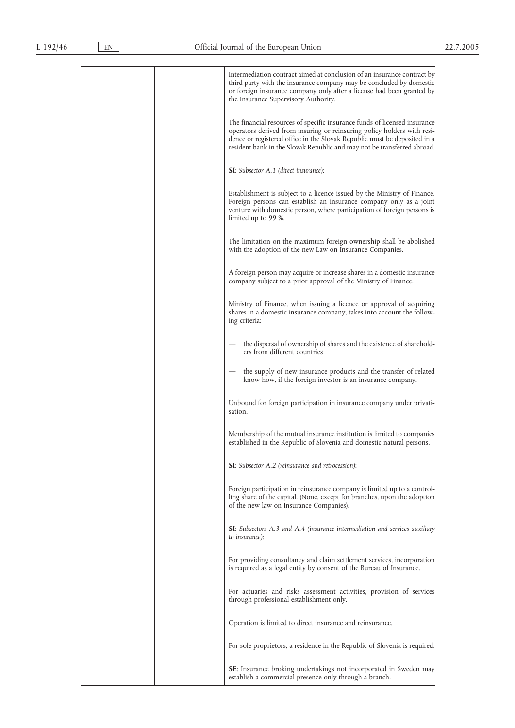| | | |
|---|---|---|
| | | Intermediation contract aimed at conclusion of an insurance contract by third party with the insurance company may be concluded by domestic or foreign insurance company only after a license had been granted by the Insurance Supervisory Authority.<br><br>The financial resources of specific insurance funds of licensed insurance operators derived from insuring or reinsuring policy holders with residence or registered office in the Slovak Republic must be deposited in a resident bank in the Slovak Republic and may not be transferred abroad.<br><br>**SI**: *Subsector A.1 (direct insurance)*:<br><br>Establishment is subject to a licence issued by the Ministry of Finance. Foreign persons can establish an insurance company only as a joint venture with domestic person, where participation of foreign persons is limited up to 99 %.<br><br>The limitation on the maximum foreign ownership shall be abolished with the adoption of the new Law on Insurance Companies.<br><br>A foreign person may acquire or increase shares in a domestic insurance company subject to a prior approval of the Ministry of Finance.<br><br>Ministry of Finance, when issuing a licence or approval of acquiring shares in a domestic insurance company, takes into account the following criteria:<br><br>— the dispersal of ownership of shares and the existence of shareholders from different countries<br><br>— the supply of new insurance products and the transfer of related know how, if the foreign investor is an insurance company.<br><br>Unbound for foreign participation in insurance company under privatisation.<br><br>Membership of the mutual insurance institution is limited to companies established in the Republic of Slovenia and domestic natural persons.<br><br>**SI**: *Subsector A.2 (reinsurance and retrocession)*:<br><br>Foreign participation in reinsurance company is limited up to a controlling share of the capital. (None, except for branches, upon the adoption of the new law on Insurance Companies).<br><br>**SI**: *Subsectors A.3 and A.4 (insurance intermediation and services auxiliary to insurance)*:<br><br>For providing consultancy and claim settlement services, incorporation is required as a legal entity by consent of the Bureau of Insurance.<br><br>For actuaries and risks assessment activities, provision of services through professional establishment only.<br><br>Operation is limited to direct insurance and reinsurance.<br><br>For sole proprietors, a residence in the Republic of Slovenia is required.<br><br>**SE**: Insurance broking undertakings not incorporated in Sweden may establish a commercial presence only through a branch. |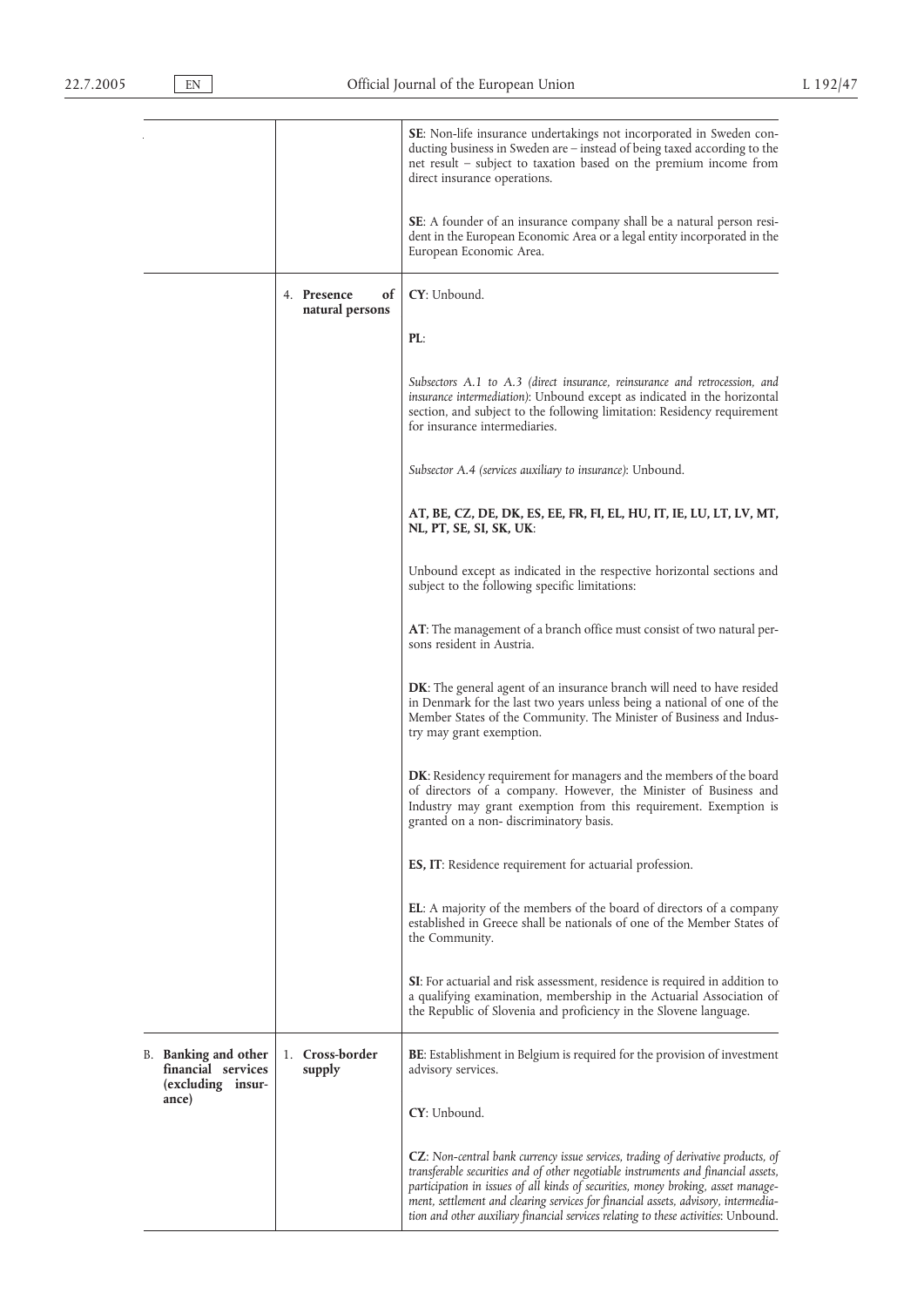| | | |
|---|---|---|
| | | **SE**: Non-life insurance undertakings not incorporated in Sweden conducting business in Sweden are – instead of being taxed according to the net result – subject to taxation based on the premium income from direct insurance operations.<br><br>**SE**: A founder of an insurance company shall be a natural person resident in the European Economic Area or a legal entity incorporated in the European Economic Area. |
| | 4. **Presence of natural persons** | **CY**: Unbound.<br><br>**PL**:<br><br>*Subsectors A.1 to A.3 (direct insurance, reinsurance and retrocession, and insurance intermediation)*: Unbound except as indicated in the horizontal section, and subject to the following limitation: Residency requirement for insurance intermediaries.<br><br>*Subsector A.4 (services auxiliary to insurance)*: Unbound.<br><br>**AT, BE, CZ, DE, DK, ES, EE, FR, FI, EL, HU, IT, IE, LU, LT, LV, MT, NL, PT, SE, SI, SK, UK**:<br><br>Unbound except as indicated in the respective horizontal sections and subject to the following specific limitations:<br><br>**AT**: The management of a branch office must consist of two natural persons resident in Austria.<br><br>**DK**: The general agent of an insurance branch will need to have resided in Denmark for the last two years unless being a national of one of the Member States of the Community. The Minister of Business and Industry may grant exemption.<br><br>**DK**: Residency requirement for managers and the members of the board of directors of a company. However, the Minister of Business and Industry may grant exemption from this requirement. Exemption is granted on a non- discriminatory basis.<br><br>**ES, IT**: Residence requirement for actuarial profession.<br><br>**EL**: A majority of the members of the board of directors of a company established in Greece shall be nationals of one of the Member States of the Community.<br><br>**SI**: For actuarial and risk assessment, residence is required in addition to a qualifying examination, membership in the Actuarial Association of the Republic of Slovenia and proficiency in the Slovene language. |
| B. **Banking and other financial services (excluding insurance)** | 1. **Cross-border supply** | **BE**: Establishment in Belgium is required for the provision of investment advisory services.<br><br>**CY**: Unbound.<br><br>**CZ**: *Non-central bank currency issue services, trading of derivative products, of transferable securities and of other negotiable instruments and financial assets, participation in issues of all kinds of securities, money broking, asset management, settlement and clearing services for financial assets, advisory, intermediation and other auxiliary financial services relating to these activities*: Unbound. |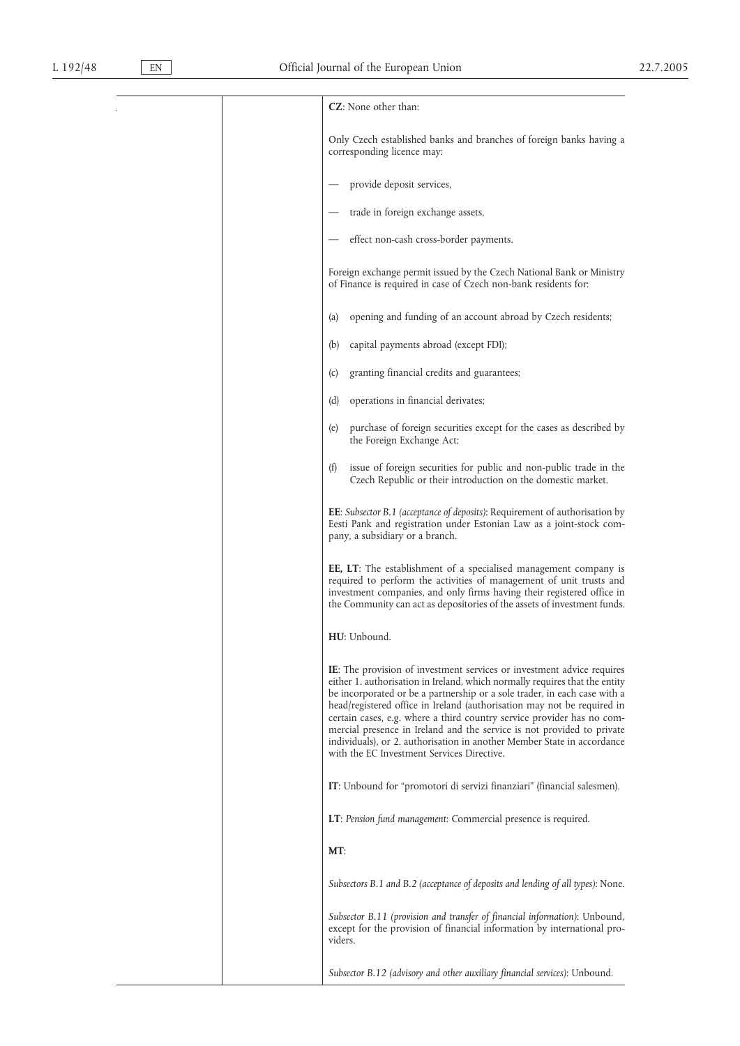| | | |
|---|---|---|
| | | **CZ**: None other than:<br><br>Only Czech established banks and branches of foreign banks having a corresponding licence may:<br><br>— provide deposit services,<br><br>— trade in foreign exchange assets,<br><br>— effect non-cash cross-border payments.<br><br>Foreign exchange permit issued by the Czech National Bank or Ministry of Finance is required in case of Czech non-bank residents for:<br><br>(a) opening and funding of an account abroad by Czech residents;<br><br>(b) capital payments abroad (except FDI);<br><br>(c) granting financial credits and guarantees;<br><br>(d) operations in financial derivates;<br><br>(e) purchase of foreign securities except for the cases as described by the Foreign Exchange Act;<br><br>(f) issue of foreign securities for public and non-public trade in the Czech Republic or their introduction on the domestic market.<br><br>**EE**: *Subsector B.1 (acceptance of deposits)*: Requirement of authorisation by Eesti Pank and registration under Estonian Law as a joint-stock company, a subsidiary or a branch.<br><br>**EE, LT**: The establishment of a specialised management company is required to perform the activities of management of unit trusts and investment companies, and only firms having their registered office in the Community can act as depositories of the assets of investment funds.<br><br>**HU**: Unbound.<br><br>**IE**: The provision of investment services or investment advice requires either 1. authorisation in Ireland, which normally requires that the entity be incorporated or be a partnership or a sole trader, in each case with a head/registered office in Ireland (authorisation may not be required in certain cases, e.g. where a third country service provider has no commercial presence in Ireland and the service is not provided to private individuals), or 2. authorisation in another Member State in accordance with the EC Investment Services Directive.<br><br>**IT**: Unbound for "promotori di servizi finanziari" (financial salesmen).<br><br>**LT**: *Pension fund management*: Commercial presence is required.<br><br>**MT**:<br><br>*Subsectors B.1 and B.2 (acceptance of deposits and lending of all types)*: None.<br><br>*Subsector B.11 (provision and transfer of financial information)*: Unbound, except for the provision of financial information by international providers.<br><br>*Subsector B.12 (advisory and other auxiliary financial services)*: Unbound. |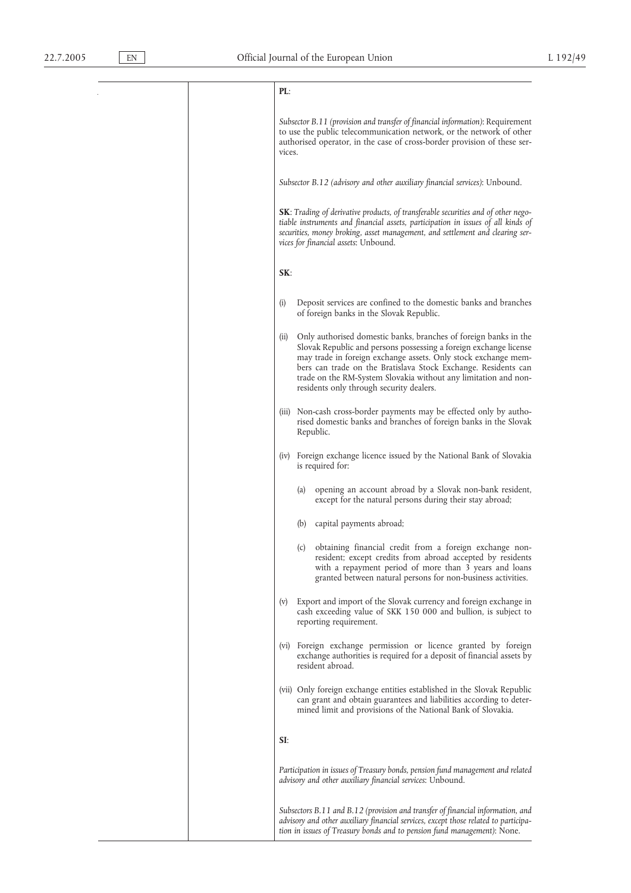| | | **PL**:<br><br>*Subsector B.11 (provision and transfer of financial information)*: Requirement to use the public telecommunication network, or the network of other authorised operator, in the case of cross-border provision of these services.<br><br>*Subsector B.12 (advisory and other auxiliary financial services)*: Unbound.<br><br>**SK**: *Trading of derivative products, of transferable securities and of other negotiable instruments and financial assets, participation in issues of all kinds of securities, money broking, asset management, and settlement and clearing services for financial assets*: Unbound.<br><br>**SK**:<br><br>(i) Deposit services are confined to the domestic banks and branches of foreign banks in the Slovak Republic.<br><br>(ii) Only authorised domestic banks, branches of foreign banks in the Slovak Republic and persons possessing a foreign exchange license may trade in foreign exchange assets. Only stock exchange members can trade on the Bratislava Stock Exchange. Residents can trade on the RM-System Slovakia without any limitation and non-residents only through security dealers.<br><br>(iii) Non-cash cross-border payments may be effected only by authorised domestic banks and branches of foreign banks in the Slovak Republic.<br><br>(iv) Foreign exchange licence issued by the National Bank of Slovakia is required for:<br><br>(a) opening an account abroad by a Slovak non-bank resident, except for the natural persons during their stay abroad;<br><br>(b) capital payments abroad;<br><br>(c) obtaining financial credit from a foreign exchange non-resident; except credits from abroad accepted by residents with a repayment period of more than 3 years and loans granted between natural persons for non-business activities.<br><br>(v) Export and import of the Slovak currency and foreign exchange in cash exceeding value of SKK 150 000 and bullion, is subject to reporting requirement.<br><br>(vi) Foreign exchange permission or licence granted by foreign exchange authorities is required for a deposit of financial assets by resident abroad.<br><br>(vii) Only foreign exchange entities established in the Slovak Republic can grant and obtain guarantees and liabilities according to determined limit and provisions of the National Bank of Slovakia.<br><br>**SI**:<br><br>*Participation in issues of Treasury bonds, pension fund management and related advisory and other auxiliary financial services*: Unbound.<br><br>*Subsectors B.11 and B.12 (provision and transfer of financial information, and advisory and other auxiliary financial services, except those related to participation in issues of Treasury bonds and to pension fund management)*: None. |
|---|---|---|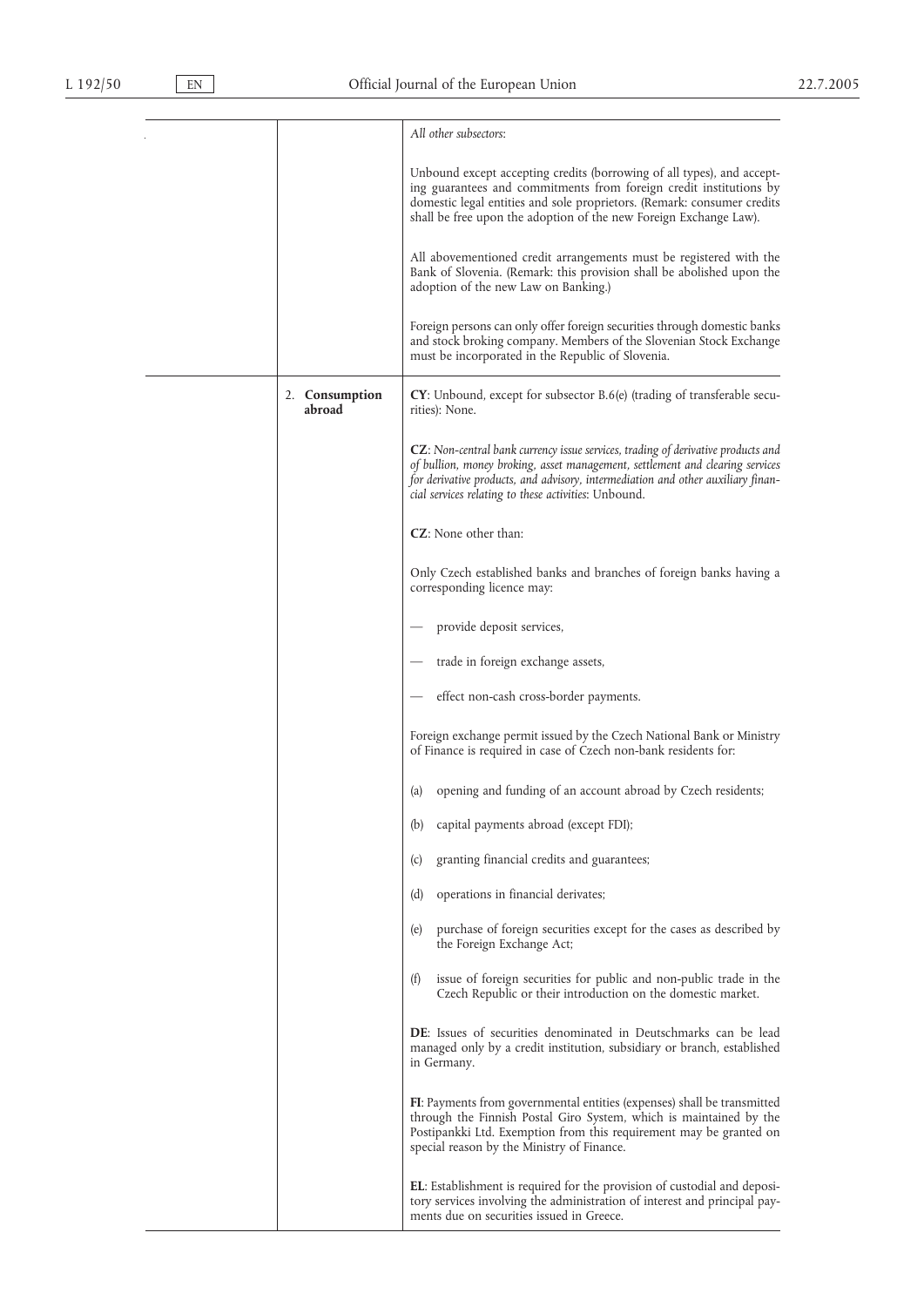| | | |
|---|---|---|
| | | *All other subsectors*:<br><br>Unbound except accepting credits (borrowing of all types), and accepting guarantees and commitments from foreign credit institutions by domestic legal entities and sole proprietors. (Remark: consumer credits shall be free upon the adoption of the new Foreign Exchange Law).<br><br>All abovementioned credit arrangements must be registered with the Bank of Slovenia. (Remark: this provision shall be abolished upon the adoption of the new Law on Banking.)<br><br>Foreign persons can only offer foreign securities through domestic banks and stock broking company. Members of the Slovenian Stock Exchange must be incorporated in the Republic of Slovenia. |
| | 2. **Consumption abroad** | **CY**: Unbound, except for subsector B.6(e) (trading of transferable securities): None.<br><br>**CZ**: *Non-central bank currency issue services, trading of derivative products and of bullion, money broking, asset management, settlement and clearing services for derivative products, and advisory, intermediation and other auxiliary financial services relating to these activities*: Unbound.<br><br>**CZ**: None other than:<br><br>Only Czech established banks and branches of foreign banks having a corresponding licence may:<br><br>— provide deposit services,<br><br>— trade in foreign exchange assets,<br><br>— effect non-cash cross-border payments.<br><br>Foreign exchange permit issued by the Czech National Bank or Ministry of Finance is required in case of Czech non-bank residents for:<br><br>(a) opening and funding of an account abroad by Czech residents;<br><br>(b) capital payments abroad (except FDI);<br><br>(c) granting financial credits and guarantees;<br><br>(d) operations in financial derivates;<br><br>(e) purchase of foreign securities except for the cases as described by the Foreign Exchange Act;<br><br>(f) issue of foreign securities for public and non-public trade in the Czech Republic or their introduction on the domestic market.<br><br>**DE**: Issues of securities denominated in Deutschmarks can be lead managed only by a credit institution, subsidiary or branch, established in Germany.<br><br>**FI**: Payments from governmental entities (expenses) shall be transmitted through the Finnish Postal Giro System, which is maintained by the Postipankki Ltd. Exemption from this requirement may be granted on special reason by the Ministry of Finance.<br><br>**EL**: Establishment is required for the provision of custodial and depository services involving the administration of interest and principal payments due on securities issued in Greece. |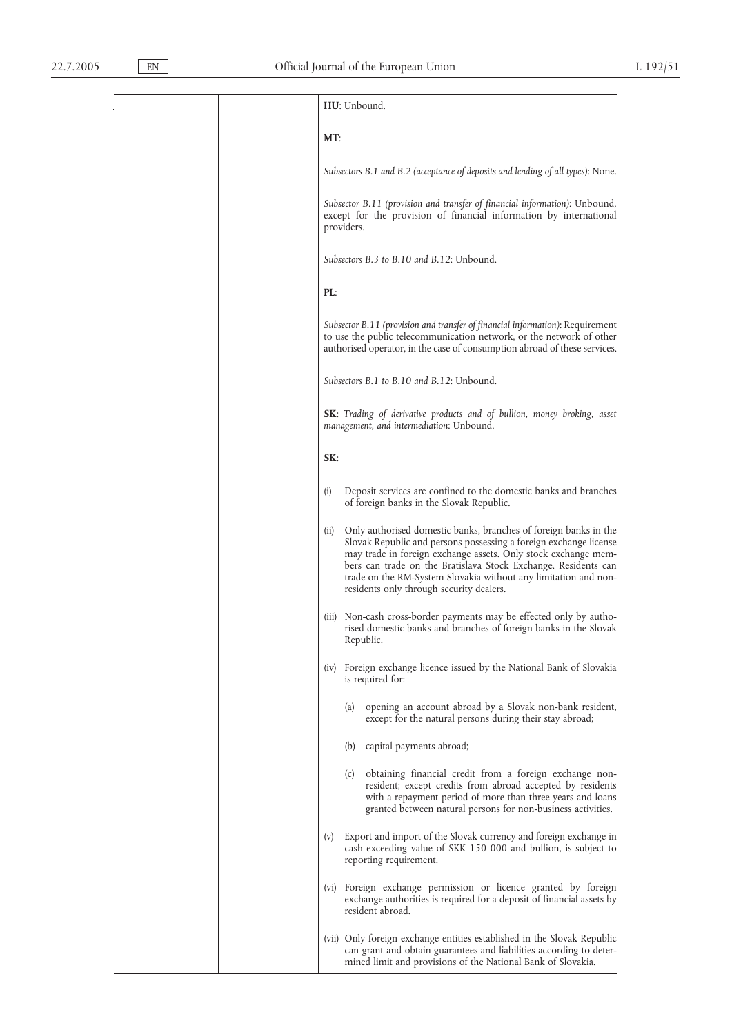| | | |
|---|---|---|
| | | **HU**: Unbound.<br><br>**MT**:<br><br>*Subsectors B.1 and B.2 (acceptance of deposits and lending of all types)*: None.<br><br>*Subsector B.11 (provision and transfer of financial information)*: Unbound, except for the provision of financial information by international providers.<br><br>*Subsectors B.3 to B.10 and B.12*: Unbound.<br><br>**PL**:<br><br>*Subsector B.11 (provision and transfer of financial information)*: Requirement to use the public telecommunication network, or the network of other authorised operator, in the case of consumption abroad of these services.<br><br>*Subsectors B.1 to B.10 and B.12*: Unbound.<br><br>**SK**: *Trading of derivative products and of bullion, money broking, asset management, and intermediation*: Unbound.<br><br>**SK**:<br><br>(i) Deposit services are confined to the domestic banks and branches of foreign banks in the Slovak Republic.<br><br>(ii) Only authorised domestic banks, branches of foreign banks in the Slovak Republic and persons possessing a foreign exchange license may trade in foreign exchange assets. Only stock exchange members can trade on the Bratislava Stock Exchange. Residents can trade on the RM-System Slovakia without any limitation and non-residents only through security dealers.<br><br>(iii) Non-cash cross-border payments may be effected only by authorised domestic banks and branches of foreign banks in the Slovak Republic.<br><br>(iv) Foreign exchange licence issued by the National Bank of Slovakia is required for:<br><br>(a) opening an account abroad by a Slovak non-bank resident, except for the natural persons during their stay abroad;<br><br>(b) capital payments abroad;<br><br>(c) obtaining financial credit from a foreign exchange non-resident; except credits from abroad accepted by residents with a repayment period of more than three years and loans granted between natural persons for non-business activities.<br><br>(v) Export and import of the Slovak currency and foreign exchange in cash exceeding value of SKK 150 000 and bullion, is subject to reporting requirement.<br><br>(vi) Foreign exchange permission or licence granted by foreign exchange authorities is required for a deposit of financial assets by resident abroad.<br><br>(vii) Only foreign exchange entities established in the Slovak Republic can grant and obtain guarantees and liabilities according to determined limit and provisions of the National Bank of Slovakia. |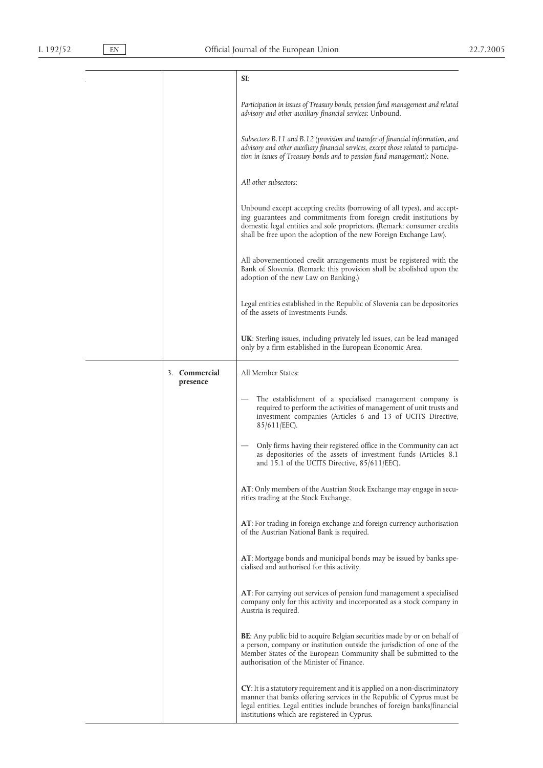| | | |
|---|---|---|
| | | **SI**: |
| | | *Participation in issues of Treasury bonds, pension fund management and related advisory and other auxiliary financial services*: Unbound. |
| | | *Subsectors B.11 and B.12 (provision and transfer of financial information, and advisory and other auxiliary financial services, except those related to participation in issues of Treasury bonds and to pension fund management)*: None. |
| | | *All other subsectors*: |
| | | Unbound except accepting credits (borrowing of all types), and accepting guarantees and commitments from foreign credit institutions by domestic legal entities and sole proprietors. (Remark: consumer credits shall be free upon the adoption of the new Foreign Exchange Law). |
| | | All abovementioned credit arrangements must be registered with the Bank of Slovenia. (Remark: this provision shall be abolished upon the adoption of the new Law on Banking.) |
| | | Legal entities established in the Republic of Slovenia can be depositories of the assets of Investments Funds. |
| | | **UK**: Sterling issues, including privately led issues, can be lead managed only by a firm established in the European Economic Area. |
| | 3. **Commercial presence** | All Member States: |
| | | — The establishment of a specialised management company is required to perform the activities of management of unit trusts and investment companies (Articles 6 and 13 of UCITS Directive, 85/611/EEC). |
| | | — Only firms having their registered office in the Community can act as depositories of the assets of investment funds (Articles 8.1 and 15.1 of the UCITS Directive, 85/611/EEC). |
| | | **AT**: Only members of the Austrian Stock Exchange may engage in securities trading at the Stock Exchange. |
| | | **AT**: For trading in foreign exchange and foreign currency authorisation of the Austrian National Bank is required. |
| | | **AT**: Mortgage bonds and municipal bonds may be issued by banks specialised and authorised for this activity. |
| | | **AT**: For carrying out services of pension fund management a specialised company only for this activity and incorporated as a stock company in Austria is required. |
| | | **BE**: Any public bid to acquire Belgian securities made by or on behalf of a person, company or institution outside the jurisdiction of one of the Member States of the European Community shall be submitted to the authorisation of the Minister of Finance. |
| | | **CY**: It is a statutory requirement and it is applied on a non-discriminatory manner that banks offering services in the Republic of Cyprus must be legal entities. Legal entities include branches of foreign banks/financial institutions which are registered in Cyprus. |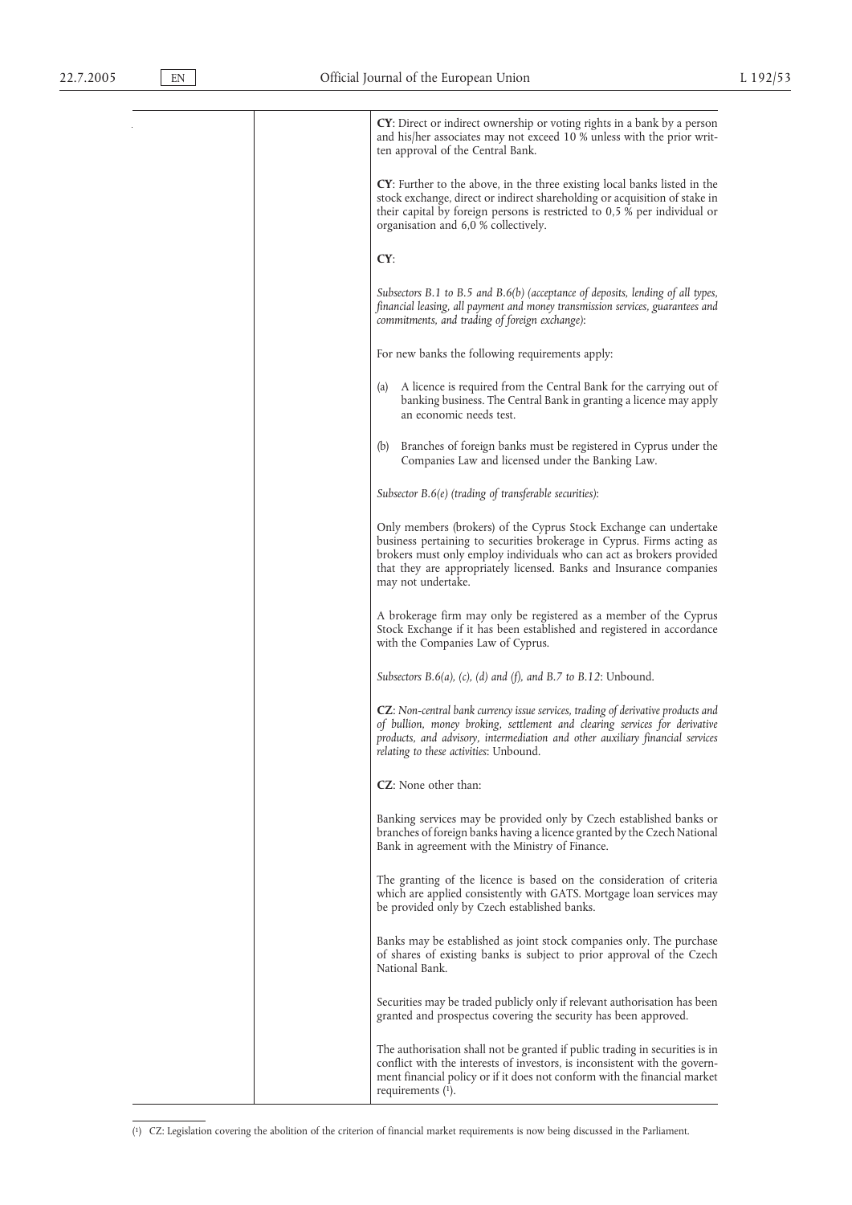| | | |
|---|---|---|
| | | **CY**: Direct or indirect ownership or voting rights in a bank by a person and his/her associates may not exceed 10 % unless with the prior written approval of the Central Bank.<br><br>**CY**: Further to the above, in the three existing local banks listed in the stock exchange, direct or indirect shareholding or acquisition of stake in their capital by foreign persons is restricted to 0,5 % per individual or organisation and 6,0 % collectively.<br><br>**CY**:<br><br>*Subsectors B.1 to B.5 and B.6(b) (acceptance of deposits, lending of all types, financial leasing, all payment and money transmission services, guarantees and commitments, and trading of foreign exchange)*:<br><br>For new banks the following requirements apply:<br><br>(a) A licence is required from the Central Bank for the carrying out of banking business. The Central Bank in granting a licence may apply an economic needs test.<br><br>(b) Branches of foreign banks must be registered in Cyprus under the Companies Law and licensed under the Banking Law.<br><br>*Subsector B.6(e) (trading of transferable securities)*:<br><br>Only members (brokers) of the Cyprus Stock Exchange can undertake business pertaining to securities brokerage in Cyprus. Firms acting as brokers must only employ individuals who can act as brokers provided that they are appropriately licensed. Banks and Insurance companies may not undertake.<br><br>A brokerage firm may only be registered as a member of the Cyprus Stock Exchange if it has been established and registered in accordance with the Companies Law of Cyprus.<br><br>*Subsectors B.6(a), (c), (d) and (f), and B.7 to B.12*: Unbound.<br><br>**CZ**: *Non-central bank currency issue services, trading of derivative products and of bullion, money broking, settlement and clearing services for derivative products, and advisory, intermediation and other auxiliary financial services relating to these activities*: Unbound.<br><br>**CZ**: None other than:<br><br>Banking services may be provided only by Czech established banks or branches of foreign banks having a licence granted by the Czech National Bank in agreement with the Ministry of Finance.<br><br>The granting of the licence is based on the consideration of criteria which are applied consistently with GATS. Mortgage loan services may be provided only by Czech established banks.<br><br>Banks may be established as joint stock companies only. The purchase of shares of existing banks is subject to prior approval of the Czech National Bank.<br><br>Securities may be traded publicly only if relevant authorisation has been granted and prospectus covering the security has been approved.<br><br>The authorisation shall not be granted if public trading in securities is in conflict with the interests of investors, is inconsistent with the government financial policy or if it does not conform with the financial market requirements [1]. |

[1] CZ: Legislation covering the abolition of the criterion of financial market requirements is now being discussed in the Parliament.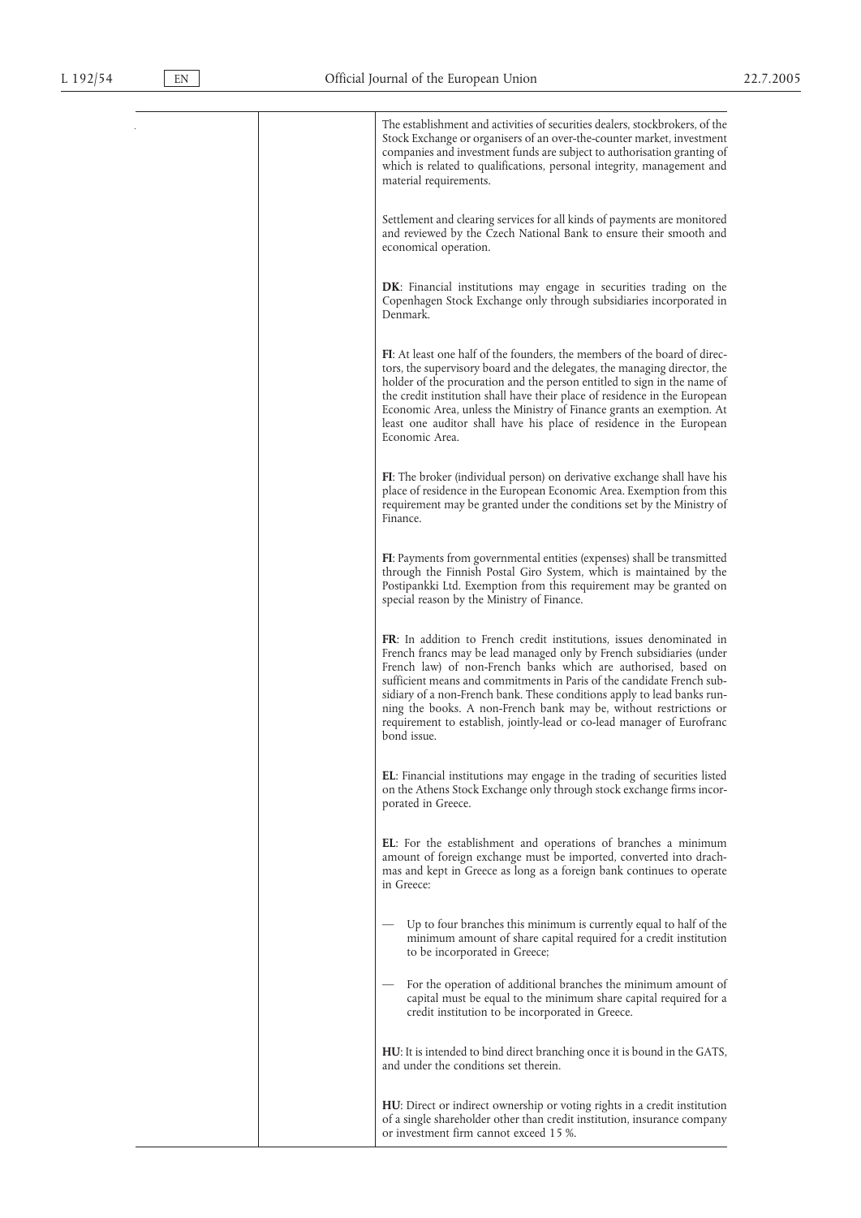| | | |
|---|---|---|
| | | The establishment and activities of securities dealers, stockbrokers, of the Stock Exchange or organisers of an over-the-counter market, investment companies and investment funds are subject to authorisation granting of which is related to qualifications, personal integrity, management and material requirements.<br><br>Settlement and clearing services for all kinds of payments are monitored and reviewed by the Czech National Bank to ensure their smooth and economical operation.<br><br>**DK**: Financial institutions may engage in securities trading on the Copenhagen Stock Exchange only through subsidiaries incorporated in Denmark.<br><br>**FI**: At least one half of the founders, the members of the board of directors, the supervisory board and the delegates, the managing director, the holder of the procuration and the person entitled to sign in the name of the credit institution shall have their place of residence in the European Economic Area, unless the Ministry of Finance grants an exemption. At least one auditor shall have his place of residence in the European Economic Area.<br><br>**FI**: The broker (individual person) on derivative exchange shall have his place of residence in the European Economic Area. Exemption from this requirement may be granted under the conditions set by the Ministry of Finance.<br><br>**FI**: Payments from governmental entities (expenses) shall be transmitted through the Finnish Postal Giro System, which is maintained by the Postipankki Ltd. Exemption from this requirement may be granted on special reason by the Ministry of Finance.<br><br>**FR**: In addition to French credit institutions, issues denominated in French francs may be lead managed only by French subsidiaries (under French law) of non-French banks which are authorised, based on sufficient means and commitments in Paris of the candidate French subsidiary of a non-French bank. These conditions apply to lead banks running the books. A non-French bank may be, without restrictions or requirement to establish, jointly-lead or co-lead manager of Eurofranc bond issue.<br><br>**EL**: Financial institutions may engage in the trading of securities listed on the Athens Stock Exchange only through stock exchange firms incorporated in Greece.<br><br>**EL**: For the establishment and operations of branches a minimum amount of foreign exchange must be imported, converted into drachmas and kept in Greece as long as a foreign bank continues to operate in Greece:<br><br>— Up to four branches this minimum is currently equal to half of the minimum amount of share capital required for a credit institution to be incorporated in Greece;<br><br>— For the operation of additional branches the minimum amount of capital must be equal to the minimum share capital required for a credit institution to be incorporated in Greece.<br><br>**HU**: It is intended to bind direct branching once it is bound in the GATS, and under the conditions set therein.<br><br>**HU**: Direct or indirect ownership or voting rights in a credit institution of a single shareholder other than credit institution, insurance company or investment firm cannot exceed 15 %. |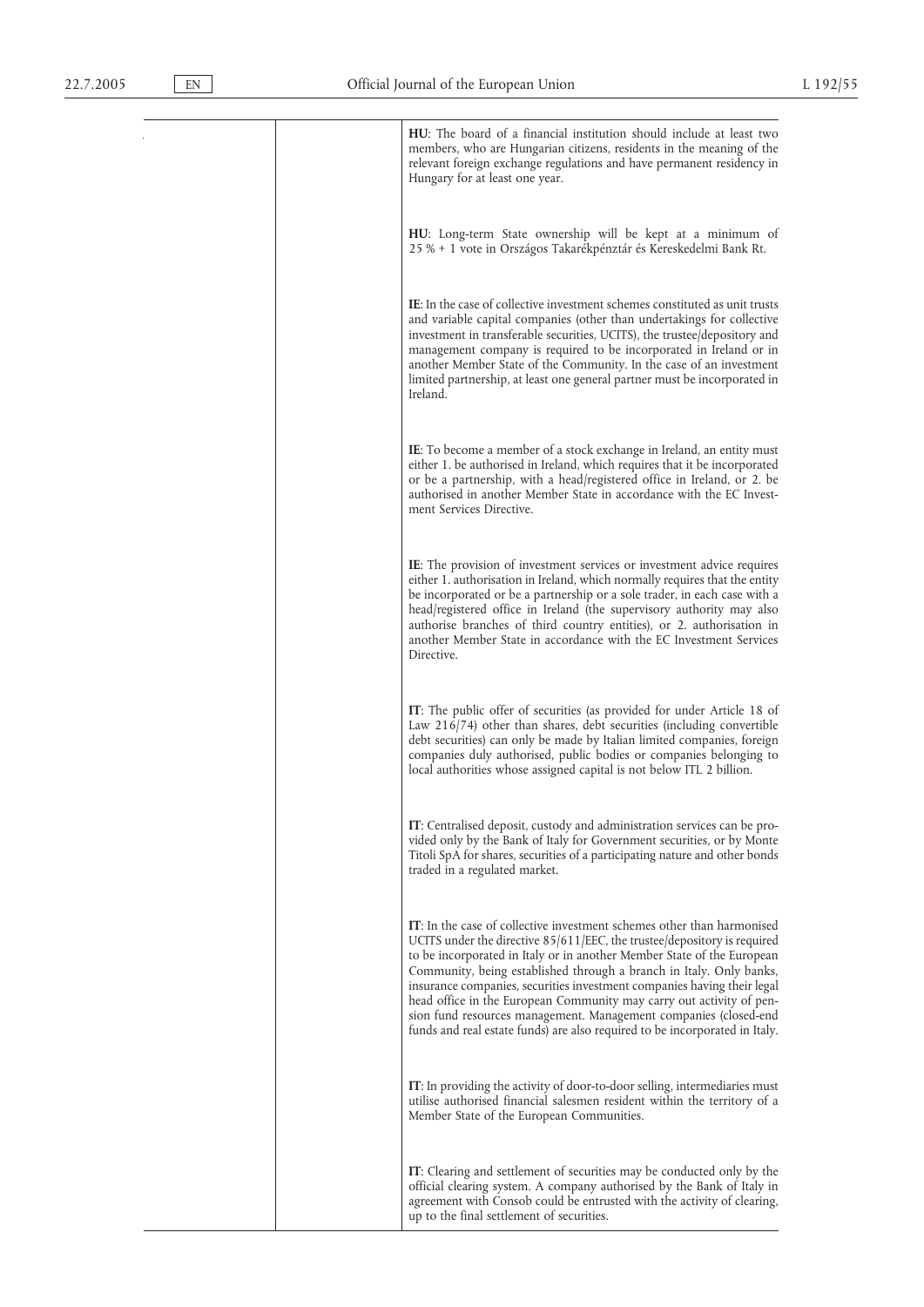| | | |
|---|---|---|
| | | **HU**: The board of a financial institution should include at least two members, who are Hungarian citizens, residents in the meaning of the relevant foreign exchange regulations and have permanent residency in Hungary for at least one year. |
| | | **HU**: Long-term State ownership will be kept at a minimum of 25 % + 1 vote in Országos Takarékpénztár és Kereskedelmi Bank Rt. |
| | | **IE**: In the case of collective investment schemes constituted as unit trusts and variable capital companies (other than undertakings for collective investment in transferable securities, UCITS), the trustee/depository and management company is required to be incorporated in Ireland or in another Member State of the Community. In the case of an investment limited partnership, at least one general partner must be incorporated in Ireland. |
| | | **IE**: To become a member of a stock exchange in Ireland, an entity must either 1. be authorised in Ireland, which requires that it be incorporated or be a partnership, with a head/registered office in Ireland, or 2. be authorised in another Member State in accordance with the EC Investment Services Directive. |
| | | **IE**: The provision of investment services or investment advice requires either 1. authorisation in Ireland, which normally requires that the entity be incorporated or be a partnership or a sole trader, in each case with a head/registered office in Ireland (the supervisory authority may also authorise branches of third country entities), or 2. authorisation in another Member State in accordance with the EC Investment Services Directive. |
| | | **IT**: The public offer of securities (as provided for under Article 18 of Law 216/74) other than shares, debt securities (including convertible debt securities) can only be made by Italian limited companies, foreign companies duly authorised, public bodies or companies belonging to local authorities whose assigned capital is not below ITL 2 billion. |
| | | **IT**: Centralised deposit, custody and administration services can be provided only by the Bank of Italy for Government securities, or by Monte Titoli SpA for shares, securities of a participating nature and other bonds traded in a regulated market. |
| | | **IT**: In the case of collective investment schemes other than harmonised UCITS under the directive 85/611/EEC, the trustee/depository is required to be incorporated in Italy or in another Member State of the European Community, being established through a branch in Italy. Only banks, insurance companies, securities investment companies having their legal head office in the European Community may carry out activity of pension fund resources management. Management companies (closed-end funds and real estate funds) are also required to be incorporated in Italy. |
| | | **IT**: In providing the activity of door-to-door selling, intermediaries must utilise authorised financial salesmen resident within the territory of a Member State of the European Communities. |
| | | **IT**: Clearing and settlement of securities may be conducted only by the official clearing system. A company authorised by the Bank of Italy in agreement with Consob could be entrusted with the activity of clearing, up to the final settlement of securities. |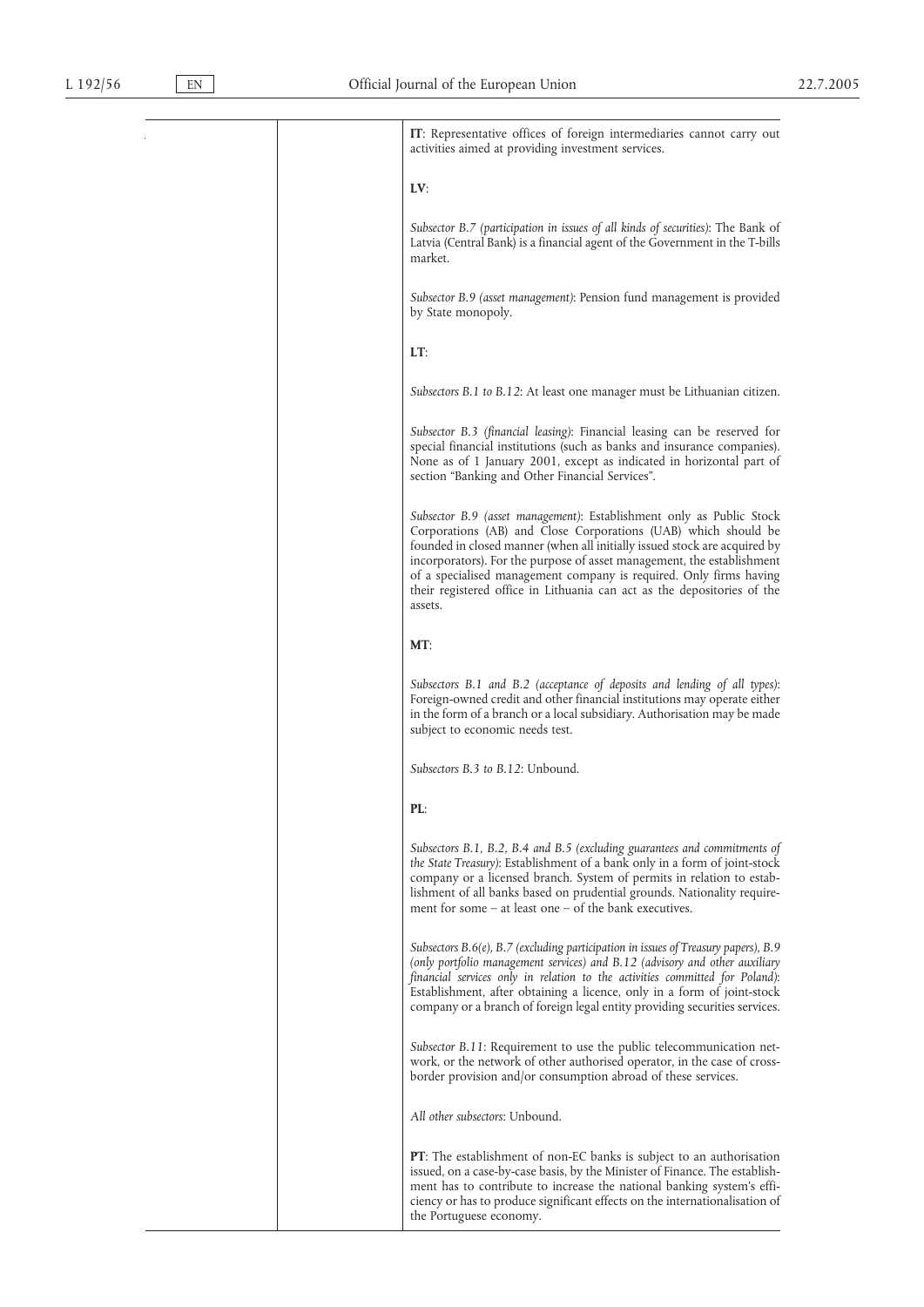| | | |
|---|---|---|
| | | **IT**: Representative offices of foreign intermediaries cannot carry out activities aimed at providing investment services.<br><br>**LV**:<br><br>*Subsector B.7 (participation in issues of all kinds of securities)*: The Bank of Latvia (Central Bank) is a financial agent of the Government in the T-bills market.<br><br>*Subsector B.9 (asset management)*: Pension fund management is provided by State monopoly.<br><br>**LT**:<br><br>*Subsectors B.1 to B.12*: At least one manager must be Lithuanian citizen.<br><br>*Subsector B.3 (financial leasing)*: Financial leasing can be reserved for special financial institutions (such as banks and insurance companies). None as of 1 January 2001, except as indicated in horizontal part of section "Banking and Other Financial Services".<br><br>*Subsector B.9 (asset management)*: Establishment only as Public Stock Corporations (AB) and Close Corporations (UAB) which should be founded in closed manner (when all initially issued stock are acquired by incorporators). For the purpose of asset management, the establishment of a specialised management company is required. Only firms having their registered office in Lithuania can act as the depositories of the assets.<br><br>**MT**:<br><br>*Subsectors B.1 and B.2 (acceptance of deposits and lending of all types)*: Foreign-owned credit and other financial institutions may operate either in the form of a branch or a local subsidiary. Authorisation may be made subject to economic needs test.<br><br>*Subsectors B.3 to B.12*: Unbound.<br><br>**PL**:<br><br>*Subsectors B.1, B.2, B.4 and B.5 (excluding guarantees and commitments of the State Treasury)*: Establishment of a bank only in a form of joint-stock company or a licensed branch. System of permits in relation to establishment of all banks based on prudential grounds. Nationality requirement for some – at least one – of the bank executives.<br><br>*Subsectors B.6(e), B.7 (excluding participation in issues of Treasury papers), B.9 (only portfolio management services) and B.12 (advisory and other auxiliary financial services only in relation to the activities committed for Poland)*: Establishment, after obtaining a licence, only in a form of joint-stock company or a branch of foreign legal entity providing securities services.<br><br>*Subsector B.11*: Requirement to use the public telecommunication network, or the network of other authorised operator, in the case of cross-border provision and/or consumption abroad of these services.<br><br>*All other subsectors*: Unbound.<br><br>**PT**: The establishment of non-EC banks is subject to an authorisation issued, on a case-by-case basis, by the Minister of Finance. The establishment has to contribute to increase the national banking system's efficiency or has to produce significant effects on the internationalisation of the Portuguese economy. |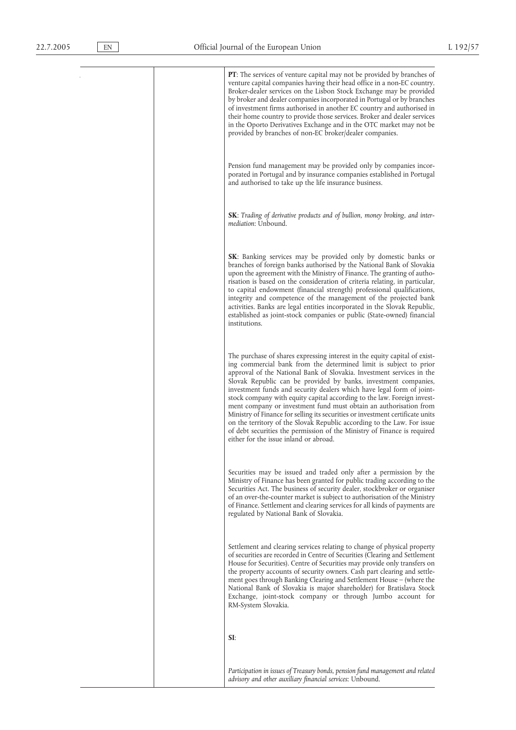| | | **PT**: The services of venture capital may not be provided by branches of venture capital companies having their head office in a non-EC country. Broker-dealer services on the Lisbon Stock Exchange may be provided by broker and dealer companies incorporated in Portugal or by branches of investment firms authorised in another EC country and authorised in their home country to provide those services. Broker and dealer services in the Oporto Derivatives Exchange and in the OTC market may not be provided by branches of non-EC broker/dealer companies. |
|---|---|---|
| | | Pension fund management may be provided only by companies incorporated in Portugal and by insurance companies established in Portugal and authorised to take up the life insurance business. |
| | | **SK**: *Trading of derivative products and of bullion, money broking, and intermediation*: Unbound. |
| | | **SK**: Banking services may be provided only by domestic banks or branches of foreign banks authorised by the National Bank of Slovakia upon the agreement with the Ministry of Finance. The granting of authorisation is based on the consideration of criteria relating, in particular, to capital endowment (financial strength) professional qualifications, integrity and competence of the management of the projected bank activities. Banks are legal entities incorporated in the Slovak Republic, established as joint-stock companies or public (State-owned) financial institutions. |
| | | The purchase of shares expressing interest in the equity capital of existing commercial bank from the determined limit is subject to prior approval of the National Bank of Slovakia. Investment services in the Slovak Republic can be provided by banks, investment companies, investment funds and security dealers which have legal form of joint-stock company with equity capital according to the law. Foreign investment company or investment fund must obtain an authorisation from Ministry of Finance for selling its securities or investment certificate units on the territory of the Slovak Republic according to the Law. For issue of debt securities the permission of the Ministry of Finance is required either for the issue inland or abroad. |
| | | Securities may be issued and traded only after a permission by the Ministry of Finance has been granted for public trading according to the Securities Act. The business of security dealer, stockbroker or organiser of an over-the-counter market is subject to authorisation of the Ministry of Finance. Settlement and clearing services for all kinds of payments are regulated by National Bank of Slovakia. |
| | | Settlement and clearing services relating to change of physical property of securities are recorded in Centre of Securities (Clearing and Settlement House for Securities). Centre of Securities may provide only transfers on the property accounts of security owners. Cash part clearing and settlement goes through Banking Clearing and Settlement House – (where the National Bank of Slovakia is major shareholder) for Bratislava Stock Exchange, joint-stock company or through Jumbo account for RM-System Slovakia. |
| | | **SI**:<br><br>*Participation in issues of Treasury bonds, pension fund management and related advisory and other auxiliary financial services*: Unbound. |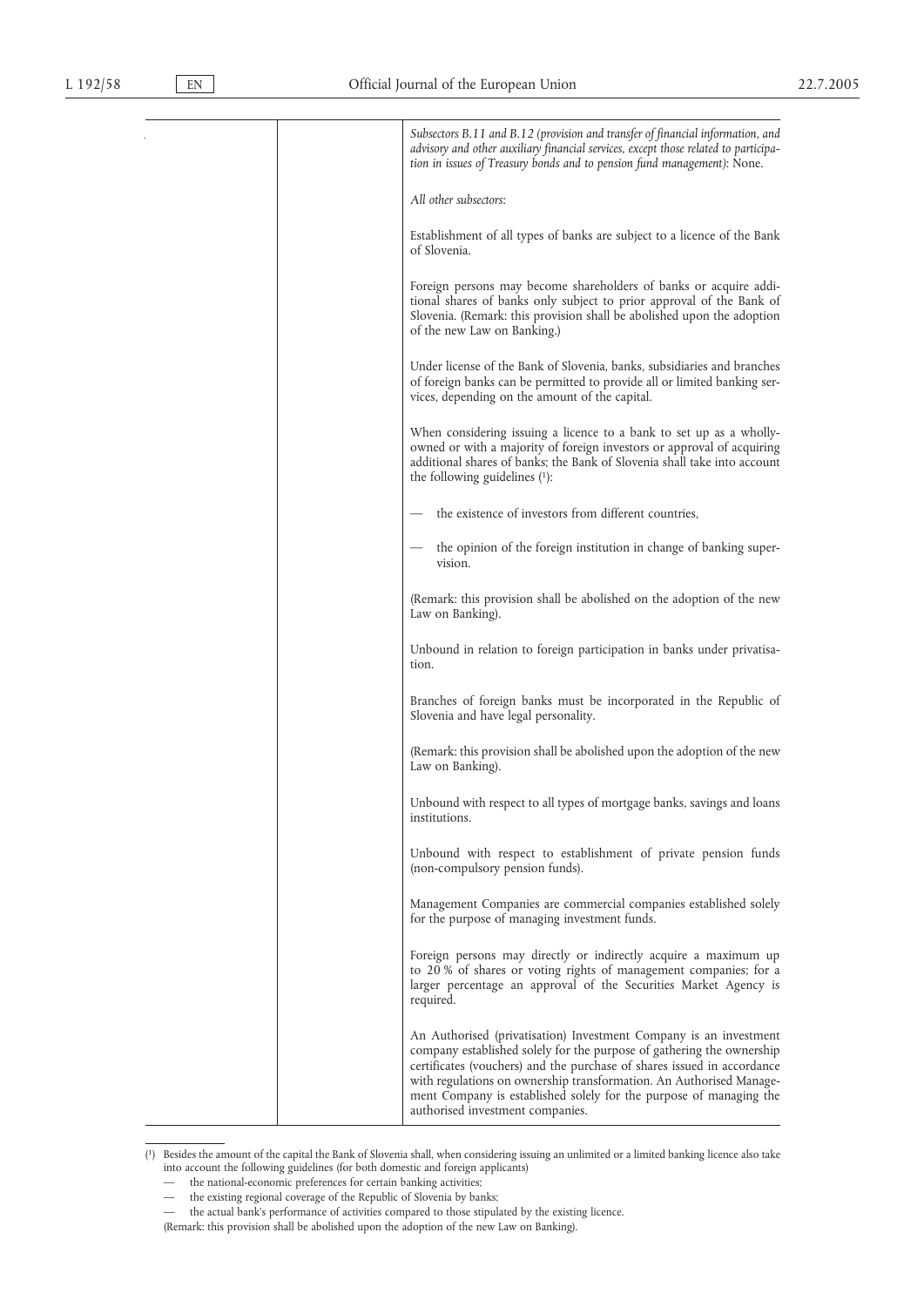| | | *Subsectors B.11 and B.12 (provision and transfer of financial information, and advisory and other auxiliary financial services, except those related to participation in issues of Treasury bonds and to pension fund management)*: None.<br><br>*All other subsectors*:<br><br>Establishment of all types of banks are subject to a licence of the Bank of Slovenia.<br><br>Foreign persons may become shareholders of banks or acquire additional shares of banks only subject to prior approval of the Bank of Slovenia. (Remark: this provision shall be abolished upon the adoption of the new Law on Banking.)<br><br>Under license of the Bank of Slovenia, banks, subsidiaries and branches of foreign banks can be permitted to provide all or limited banking services, depending on the amount of the capital.<br><br>When considering issuing a licence to a bank to set up as a wholly-owned or with a majority of foreign investors or acquiring additional shares of banks; the Bank of Slovenia shall take into account the following guidelines [1]:<br><br>— the existence of investors from different countries,<br><br>— the opinion of the foreign institution in change of banking supervision.<br><br>(Remark: this provision shall be abolished on the adoption of the new Law on Banking).<br><br>Unbound in relation to foreign participation in banks under privatisation.<br><br>Branches of foreign banks must be incorporated in the Republic of Slovenia and have legal personality.<br><br>(Remark: this provision shall be abolished upon the adoption of the new Law on Banking).<br><br>Unbound with respect to all types of mortgage banks, savings and loans institutions.<br><br>Unbound with respect to establishment of private pension funds (non-compulsory pension funds).<br><br>Management Companies are commercial companies established solely for the purpose of managing investment funds.<br><br>Foreign persons may directly or indirectly acquire a maximum up to 20 % of shares or voting rights of management companies; for a larger percentage an approval of the Securities Market Agency is required.<br><br>An Authorised (privatisation) Investment Company is an investment company established solely for the purpose of gathering the ownership certificates (vouchers) and the purchase of shares issued in accordance with regulations on ownership transformation. An Authorised Management Company is established solely for the purpose of managing the authorised investment companies. |
|---|---|---|

[1] Besides the amount of the capital the Bank of Slovenia shall, when considering issuing an unlimited or a limited banking licence also take into account the following guidelines (for both domestic and foreign applicants)

— the national-economic preferences for certain banking activities;

— the existing regional coverage of the Republic of Slovenia by banks;

— the actual bank's performance of activities compared to those stipulated by the existing licence.

(Remark: this provision shall be abolished upon the adoption of the new Law on Banking).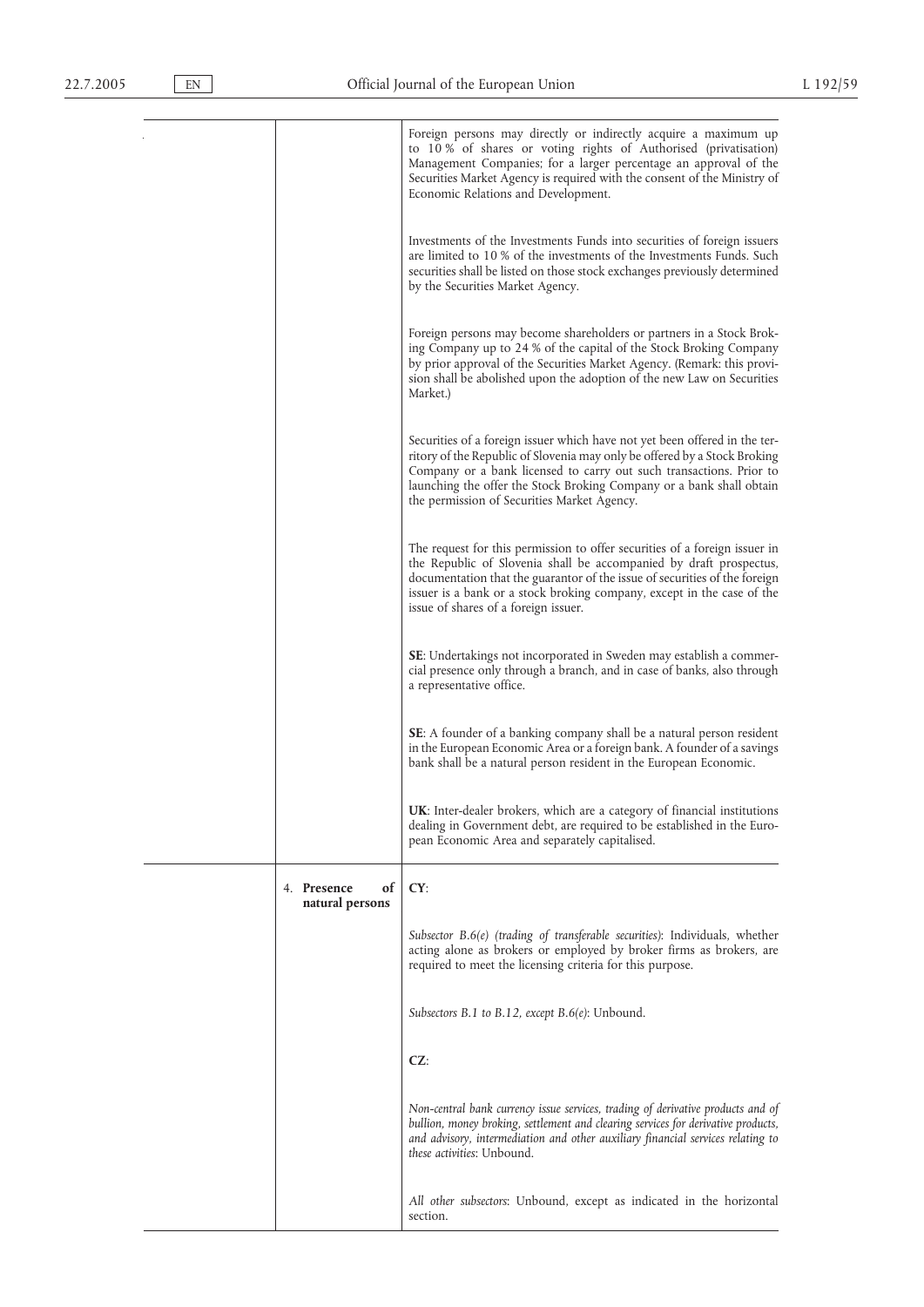| | | |
|---|---|---|
| | | Foreign persons may directly or indirectly acquire a maximum up to 10 % of shares or voting rights of Authorised (privatisation) Management Companies; for a larger percentage an approval of the Securities Market Agency is required with the consent of the Ministry of Economic Relations and Development.<br><br>Investments of the Investments Funds into securities of foreign issuers are limited to 10 % of the investments of the Investments Funds. Such securities shall be listed on those stock exchanges previously determined by the Securities Market Agency.<br><br>Foreign persons may become shareholders or partners in a Stock Broking Company up to 24 % of the capital of the Stock Broking Company by prior approval of the Securities Market Agency. (Remark: this provision shall be abolished upon the adoption of the new Law on Securities Market.)<br><br>Securities of a foreign issuer which have not yet been offered in the territory of the Republic of Slovenia may only be offered by a Stock Broking Company or a bank licensed to carry out such transactions. Prior to launching the offer the Stock Broking Company or a bank shall obtain the permission of Securities Market Agency.<br><br>The request for this permission to offer securities of a foreign issuer in the Republic of Slovenia shall be accompanied by draft prospectus, documentation that the guarantor of the issue of securities of the foreign issuer is a bank or a stock broking company, except in the case of the issue of shares of a foreign issuer.<br><br>**SE**: Undertakings not incorporated in Sweden may establish a commercial presence only through a branch, and in case of banks, also through a representative office.<br><br>**SE**: A founder of a banking company shall be a natural person resident in the European Economic Area or a foreign bank. A founder of a savings bank shall be a natural person resident in the European Economic.<br><br>**UK**: Inter-dealer brokers, which are a category of financial institutions dealing in Government debt, are required to be established in the European Economic Area and separately capitalised. |
| | 4. **Presence of natural persons** | **CY**:<br><br>*Subsector B.6(e) (trading of transferable securities)*: Individuals, whether acting alone as brokers or employed by broker firms as brokers, are required to meet the licensing criteria for this purpose.<br><br>*Subsectors B.1 to B.12, except B.6(e)*: Unbound.<br><br>**CZ**:<br><br>*Non-central bank currency issue services, trading of derivative products and of bullion, money broking, settlement and clearing services for derivative products, and advisory, intermediation and other auxiliary financial services relating to these activities*: Unbound.<br><br>*All other subsectors*: Unbound, except as indicated in the horizontal section. |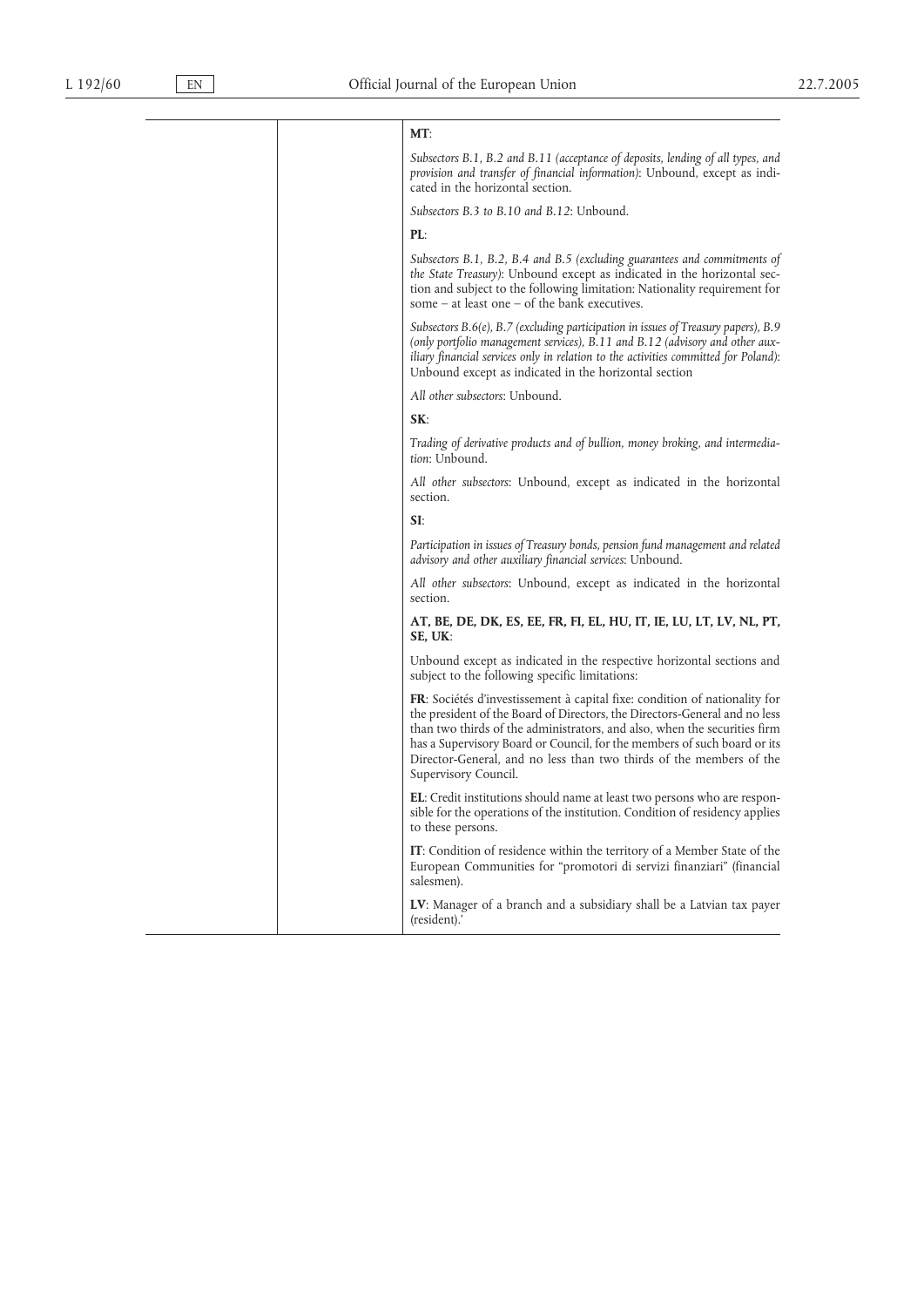| | | **MT**: |
|---|---|---|
| | | *Subsectors B.1, B.2 and B.11 (acceptance of deposits, lending of all types, and provision and transfer of financial information)*: Unbound, except as indicated in the horizontal section. |
| | | *Subsectors B.3 to B.10 and B.12*: Unbound. |
| | | **PL**: |
| | | *Subsectors B.1, B.2, B.4 and B.5 (excluding guarantees and commitments of the State Treasury)*: Unbound except as indicated in the horizontal section and subject to the following limitation: Nationality requirement for some – at least one – of the bank executives. |
| | | *Subsectors B.6(e), B.7 (excluding participation in issues of Treasury papers), B.9 (only portfolio management services), B.11 and B.12 (advisory and other auxiliary financial services only in relation to the activities committed for Poland)*: Unbound except as indicated in the horizontal section |
| | | *All other subsectors*: Unbound. |
| | | **SK**: |
| | | *Trading of derivative products and of bullion, money broking, and intermediation*: Unbound. |
| | | *All other subsectors*: Unbound, except as indicated in the horizontal section. |
| | | **SI**: |
| | | *Participation in issues of Treasury bonds, pension fund management and related advisory and other auxiliary financial services*: Unbound. |
| | | *All other subsectors*: Unbound, except as indicated in the horizontal section. |
| | | **AT, BE, DE, DK, ES, EE, FR, FI, EL, HU, IT, IE, LU, LT, LV, NL, PT, SE, UK**: |
| | | Unbound except as indicated in the respective horizontal sections and subject to the following specific limitations: |
| | | **FR**: Sociétés d'investissement à capital fixe: condition of nationality for the president of the Board of Directors, the Directors-General and no less than two thirds of the administrators, and also, when the securities firm has a Supervisory Board or Council, for the members of such board or its Director-General, and no less than two thirds of the members of the Supervisory Council. |
| | | **EL**: Credit institutions should name at least two persons who are responsible for the operations of the institution. Condition of residency applies to these persons. |
| | | **IT**: Condition of residence within the territory of a Member State of the European Communities for "promotori di servizi finanziari" (financial salesmen). |
| | | **LV**: Manager of a branch and a subsidiary shall be a Latvian tax payer (resident).' |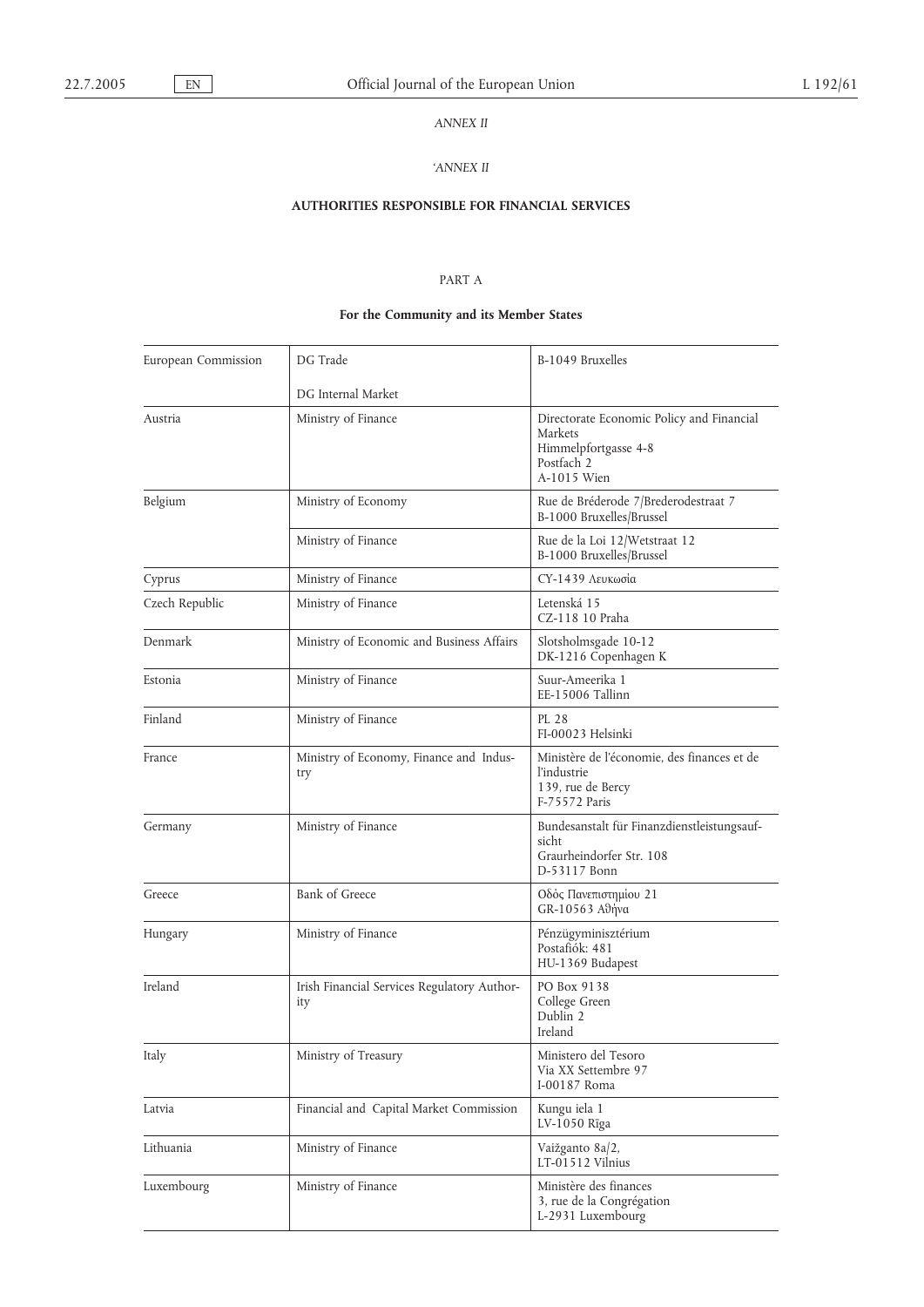*ANNEX II*

*'ANNEX II*

**AUTHORITIES RESPONSIBLE FOR FINANCIAL SERVICES**

PART A

**For the Community and its Member States**

| | | |
|---|---|---|
| European Commission | DG Trade<br><br>DG Internal Market | B-1049 Bruxelles |
| Austria | Ministry of Finance | Directorate Economic Policy and Financial Markets<br>Himmelpfortgasse 4-8<br>Postfach 2<br>A-1015 Wien |
| Belgium | Ministry of Economy | Rue de Bréderode 7/Brederodestraat 7<br>B-1000 Bruxelles/Brussel |
| | Ministry of Finance | Rue de la Loi 12/Wetstraat 12<br>B-1000 Bruxelles/Brussel |
| Cyprus | Ministry of Finance | CY-1439 Λευκωσία |
| Czech Republic | Ministry of Finance | Letenská 15<br>CZ-118 10 Praha |
| Denmark | Ministry of Economic and Business Affairs | Slotsholmsgade 10-12<br>DK-1216 Copenhagen K |
| Estonia | Ministry of Finance | Suur-Ameerika 1<br>EE-15006 Tallinn |
| Finland | Ministry of Finance | PL 28<br>FI-00023 Helsinki |
| France | Ministry of Economy, Finance and Industry | Ministère de l'économie, des finances et de l'industrie<br>139, rue de Bercy<br>F-75572 Paris |
| Germany | Ministry of Finance | Bundesanstalt für Finanzdienstleistungsaufsicht<br>Graurheindorfer Str. 108<br>D-53117 Bonn |
| Greece | Bank of Greece | Οδός Πανεπιστημίου 21<br>GR-10563 Αθήνα |
| Hungary | Ministry of Finance | Pénzügyminisztérium<br>Postafiók: 481<br>HU-1369 Budapest |
| Ireland | Irish Financial Services Regulatory Authority | PO Box 9138<br>College Green<br>Dublin 2<br>Ireland |
| Italy | Ministry of Treasury | Ministero del Tesoro<br>Via XX Settembre 97<br>I-00187 Roma |
| Latvia | Financial and Capital Market Commission | Kungu iela 1<br>LV-1050 Rīga |
| Lithuania | Ministry of Finance | Vaižganto 8a/2,<br>LT-01512 Vilnius |
| Luxembourg | Ministry of Finance | Ministère des finances<br>3, rue de la Congrégation<br>L-2931 Luxembourg |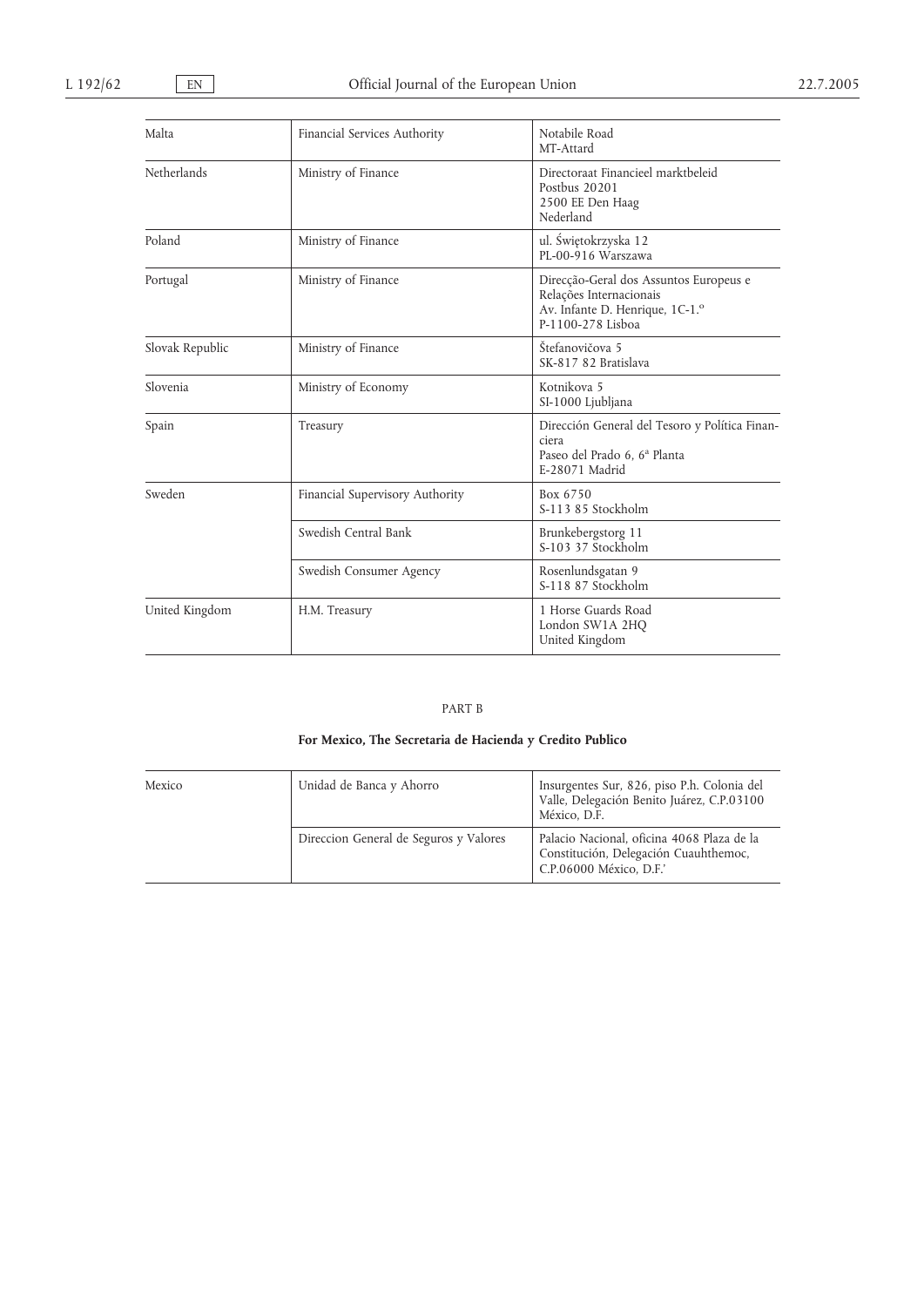| | | |
|---|---|---|
| Malta | Financial Services Authority | Notabile Road<br>MT-Attard |
| Netherlands | Ministry of Finance | Directoraat Financieel marktbeleid<br>Postbus 20201<br>2500 EE Den Haag<br>Nederland |
| Poland | Ministry of Finance | ul. Świętokrzyska 12<br>PL-00-916 Warszawa |
| Portugal | Ministry of Finance | Direcção-Geral dos Assuntos Europeus e Relações Internacionais<br>Av. Infante D. Henrique, 1C-1.º<br>P-1100-278 Lisboa |
| Slovak Republic | Ministry of Finance | Štefanovičova 5<br>SK-817 82 Bratislava |
| Slovenia | Ministry of Economy | Kotnikova 5<br>SI-1000 Ljubljana |
| Spain | Treasury | Dirección General del Tesoro y Política Financiera<br>Paseo del Prado 6, 6ª Planta<br>E-28071 Madrid |
| Sweden | Financial Supervisory Authority | Box 6750<br>S-113 85 Stockholm |
| | Swedish Central Bank | Brunkebergstorg 11<br>S-103 37 Stockholm |
| | Swedish Consumer Agency | Rosenlundsgatan 9<br>S-118 87 Stockholm |
| United Kingdom | H.M. Treasury | 1 Horse Guards Road<br>London SW1A 2HQ<br>United Kingdom |

PART B

**For Mexico, The Secretaria de Hacienda y Credito Publico**

| | | |
|---|---|---|
| Mexico | Unidad de Banca y Ahorro | Insurgentes Sur, 826, piso P.h. Colonia del Valle, Delegación Benito Juárez, C.P.03100 México, D.F. |
| | Direccion General de Seguros y Valores | Palacio Nacional, oficina 4068 Plaza de la Constitución, Delegación Cuauhthemoc, C.P.06000 México, D.F.' |